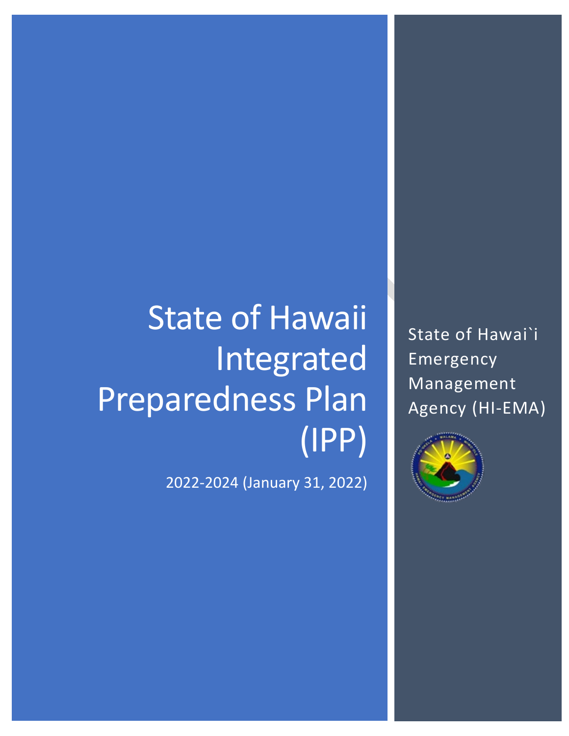# State of Hawaii Integrated Preparedness Plan (IPP)

2022-2024 (January 31, 2022)

State of Hawai`i Emergency Management Agency (HI-EMA)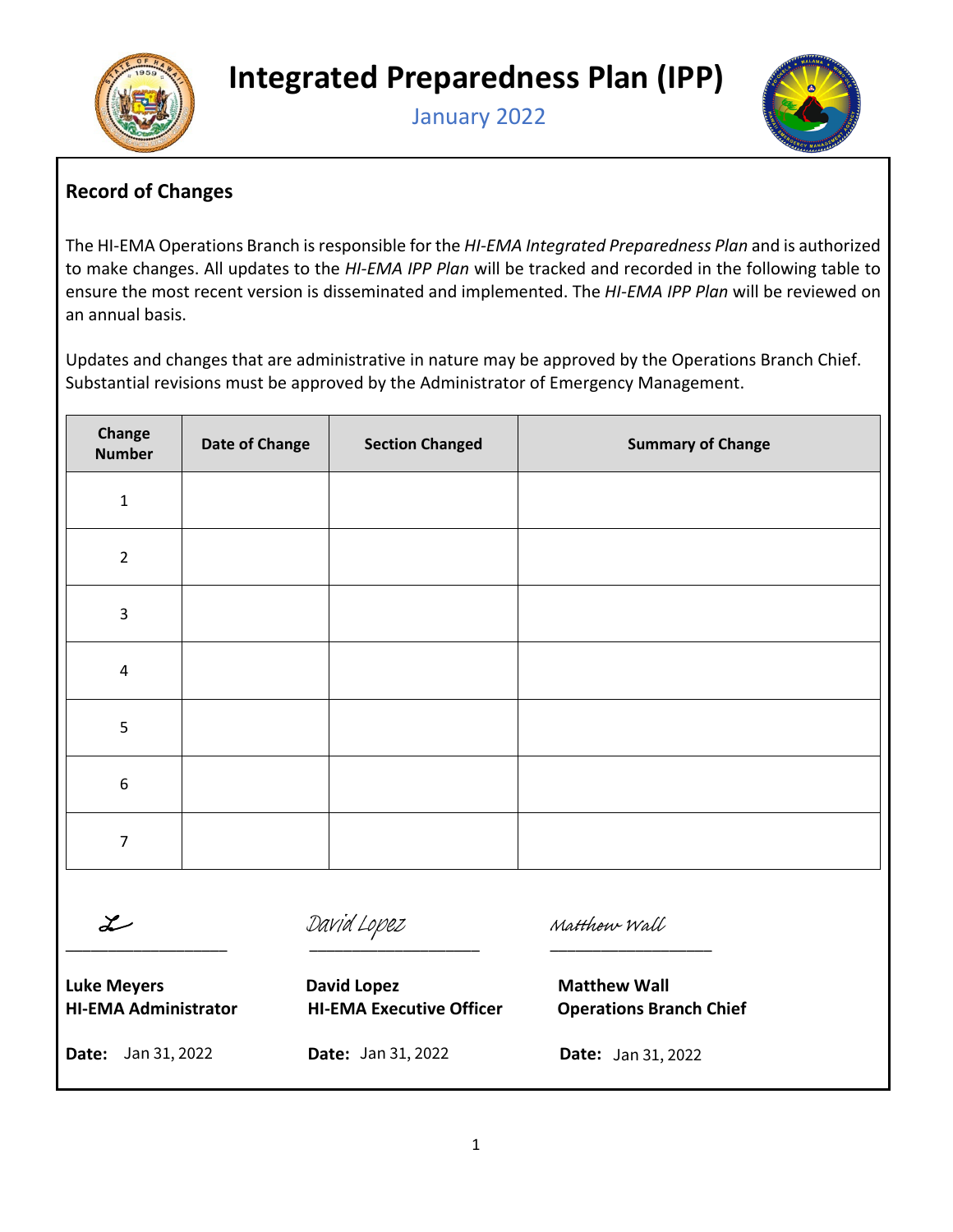# Integrated Preparedness Plan (IPP)

January 2022

## Record of Changes

The HI-EMA Operations Branch is responsible for the *HI-EMA Integrated Preparedness Plan* and is authorized to make changes. All updates to the *HI-EMA IPP Plan* will be tracked and recorded in the following table to ensure the most recent version is disseminated and implemented. The *HI-EMA IPP Plan* will be reviewed on an annual basis.

Updates and changes that are administrative in nature may be approved by the Operations Branch Chief. Substantial revisions must be approved by the Administrator of Emergency Management.

| Change Number | Date of Change | Section Changed | Summary of Change |
|---|---|---|---|
| 1 | | | |
| 2 | | | |
| 3 | | | |
| 4 | | | |
| 5 | | | |
| 6 | | | |
| 7 | | | |

**Luke Meyers**
**HI-EMA Administrator**
**Date:** Jan 31, 2022

David Lopez
**David Lopez**
**HI-EMA Executive Officer**
**Date:** Jan 31, 2022

Matthew Wall
**Matthew Wall**
**Operations Branch Chief**
**Date:** Jan 31, 2022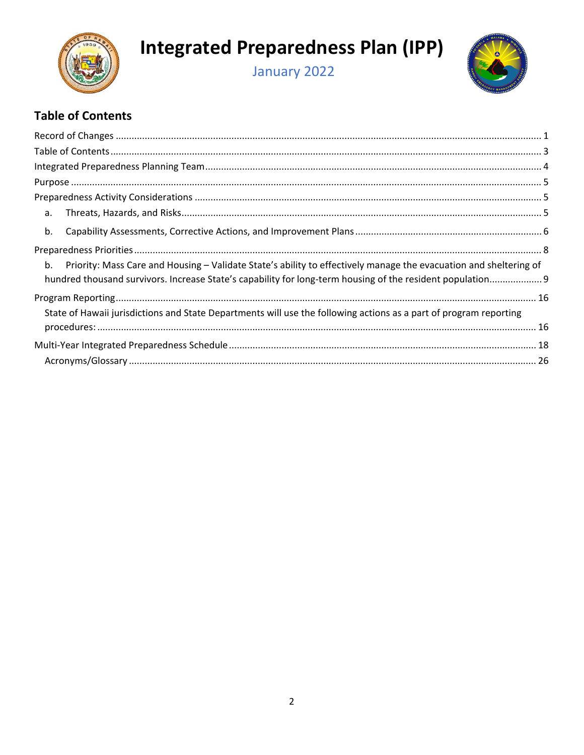# Integrated Preparedness Plan (IPP)

January 2022

## Table of Contents

Record of Changes ........................................................ 1

Table of Contents ........................................................ 3

Integrated Preparedness Planning Team ........................................................ 4

Purpose ........................................................ 5

Preparedness Activity Considerations ........................................................ 5

a. Threats, Hazards, and Risks ........................................................ 5

b. Capability Assessments, Corrective Actions, and Improvement Plans ........................................................ 6

Preparedness Priorities ........................................................ 8

b. Priority: Mass Care and Housing – Validate State's ability to effectively manage the evacuation and sheltering of hundred thousand survivors. Increase State's capability for long-term housing of the resident population ........................................................ 9

Program Reporting ........................................................ 16

State of Hawaii jurisdictions and State Departments will use the following actions as a part of program reporting procedures: ........................................................ 16

Multi-Year Integrated Preparedness Schedule ........................................................ 18

Acronyms/Glossary ........................................................ 26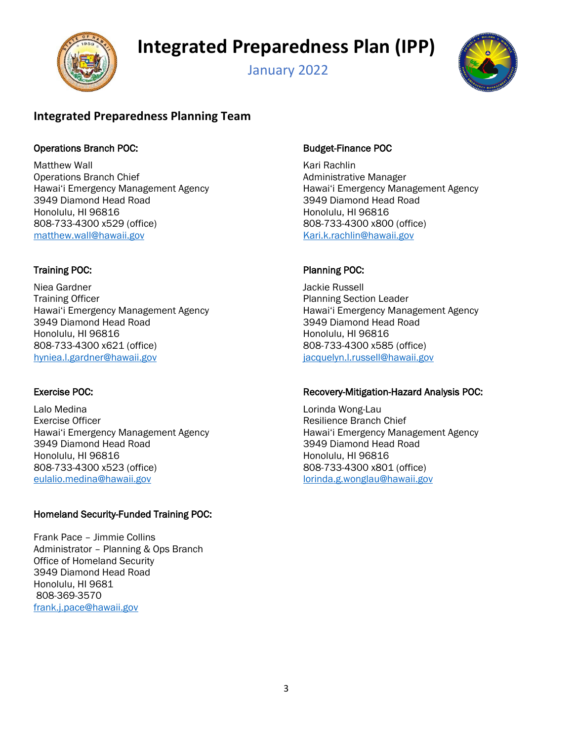# Integrated Preparedness Plan (IPP)

January 2022

## Integrated Preparedness Planning Team

**Operations Branch POC:**

Matthew Wall
Operations Branch Chief
Hawaiʻi Emergency Management Agency
3949 Diamond Head Road
Honolulu, HI 96816
808-733-4300 x529 (office)
matthew.wall@hawaii.gov

**Budget-Finance POC**

Kari Rachlin
Administrative Manager
Hawaiʻi Emergency Management Agency
3949 Diamond Head Road
Honolulu, HI 96816
808-733-4300 x800 (office)
Kari.k.rachlin@hawaii.gov

**Training POC:**

Niea Gardner
Training Officer
Hawaiʻi Emergency Management Agency
3949 Diamond Head Road
Honolulu, HI 96816
808-733-4300 x621 (office)
hyniea.l.gardner@hawaii.gov

**Planning POC:**

Jackie Russell
Planning Section Leader
Hawaiʻi Emergency Management Agency
3949 Diamond Head Road
Honolulu, HI 96816
808-733-4300 x585 (office)
jacquelyn.l.russell@hawaii.gov

**Exercise POC:**

Lalo Medina
Exercise Officer
Hawaiʻi Emergency Management Agency
3949 Diamond Head Road
Honolulu, HI 96816
808-733-4300 x523 (office)
eulalio.medina@hawaii.gov

**Recovery-Mitigation-Hazard Analysis POC:**

Lorinda Wong-Lau
Resilience Branch Chief
Hawaiʻi Emergency Management Agency
3949 Diamond Head Road
Honolulu, HI 96816
808-733-4300 x801 (office)
lorinda.g.wonglau@hawaii.gov

**Homeland Security-Funded Training POC:**

Frank Pace – Jimmie Collins
Administrator – Planning & Ops Branch
Office of Homeland Security
3949 Diamond Head Road
Honolulu, HI 9681
808-369-3570
frank.j.pace@hawaii.gov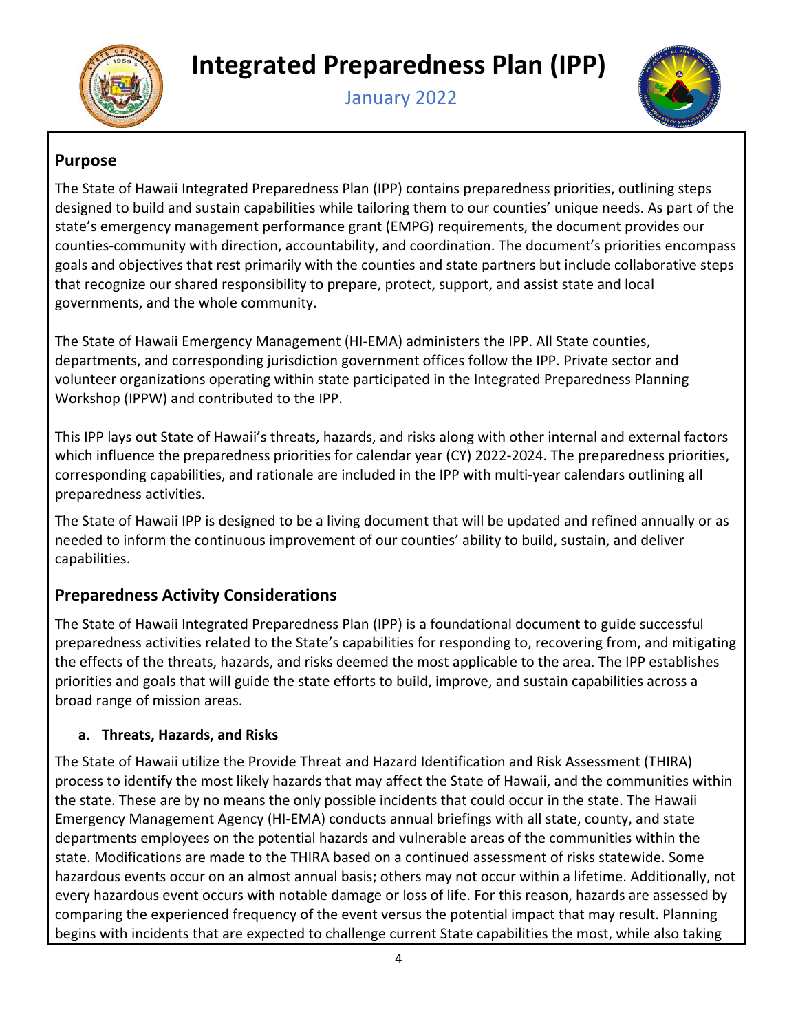# Integrated Preparedness Plan (IPP)

January 2022

## Purpose

The State of Hawaii Integrated Preparedness Plan (IPP) contains preparedness priorities, outlining steps designed to build and sustain capabilities while tailoring them to our counties' unique needs. As part of the state's emergency management performance grant (EMPG) requirements, the document provides our counties-community with direction, accountability, and coordination. The document's priorities encompass goals and objectives that rest primarily with the counties and state partners but include collaborative steps that recognize our shared responsibility to prepare, protect, support, and assist state and local governments, and the whole community.

The State of Hawaii Emergency Management (HI-EMA) administers the IPP. All State counties, departments, and corresponding jurisdiction government offices follow the IPP. Private sector and volunteer organizations operating within state participated in the Integrated Preparedness Planning Workshop (IPPW) and contributed to the IPP.

This IPP lays out State of Hawaii's threats, hazards, and risks along with other internal and external factors which influence the preparedness priorities for calendar year (CY) 2022-2024. The preparedness priorities, corresponding capabilities, and rationale are included in the IPP with multi-year calendars outlining all preparedness activities.

The State of Hawaii IPP is designed to be a living document that will be updated and refined annually or as needed to inform the continuous improvement of our counties' ability to build, sustain, and deliver capabilities.

## Preparedness Activity Considerations

The State of Hawaii Integrated Preparedness Plan (IPP) is a foundational document to guide successful preparedness activities related to the State's capabilities for responding to, recovering from, and mitigating the effects of the threats, hazards, and risks deemed the most applicable to the area. The IPP establishes priorities and goals that will guide the state efforts to build, improve, and sustain capabilities across a broad range of mission areas.

### a. Threats, Hazards, and Risks

The State of Hawaii utilize the Provide Threat and Hazard Identification and Risk Assessment (THIRA) process to identify the most likely hazards that may affect the State of Hawaii, and the communities within the state. These are by no means the only possible incidents that could occur in the state. The Hawaii Emergency Management Agency (HI-EMA) conducts annual briefings with all state, county, and state departments employees on the potential hazards and vulnerable areas of the communities within the state. Modifications are made to the THIRA based on a continued assessment of risks statewide. Some hazardous events occur on an almost annual basis; others may not occur within a lifetime. Additionally, not every hazardous event occurs with notable damage or loss of life. For this reason, hazards are assessed by comparing the experienced frequency of the event versus the potential impact that may result. Planning begins with incidents that are expected to challenge current State capabilities the most, while also taking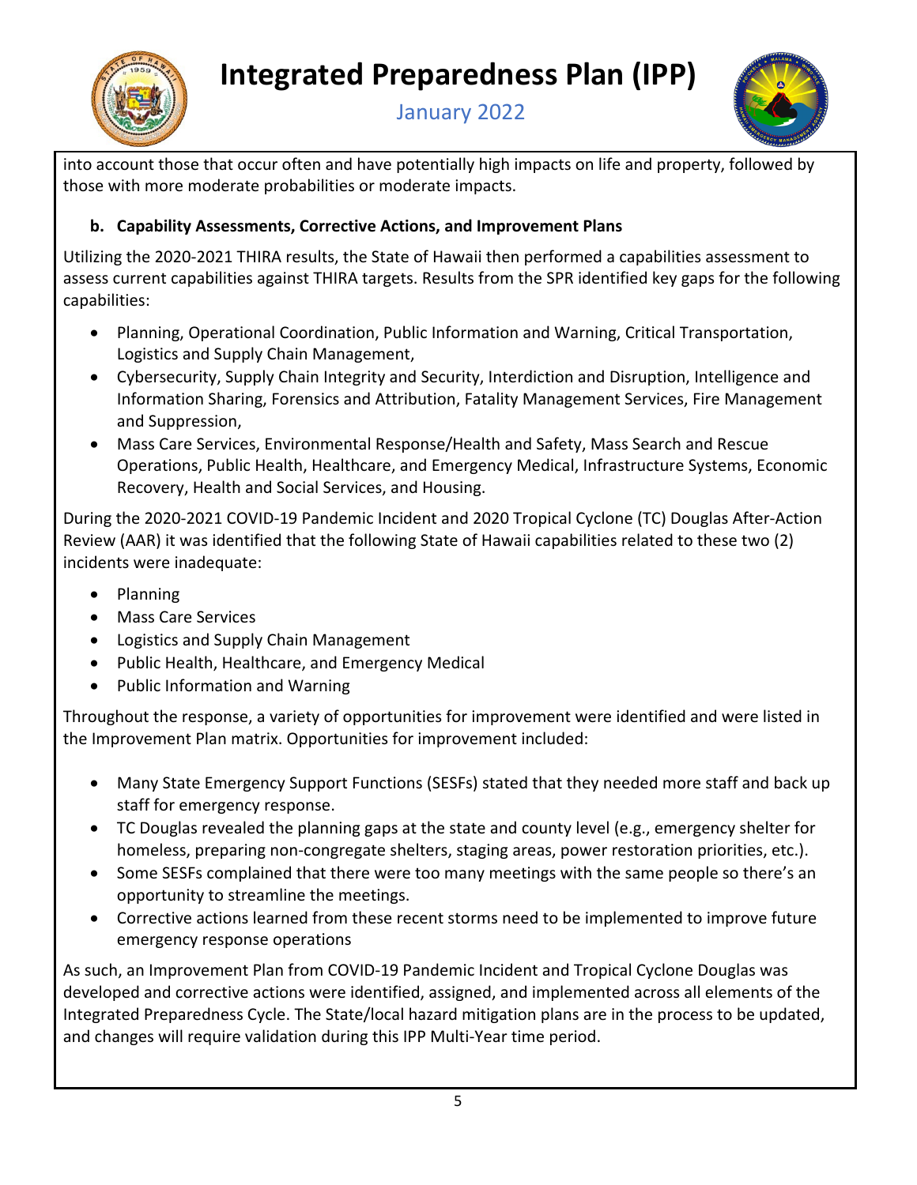into account those that occur often and have potentially high impacts on life and property, followed by those with more moderate probabilities or moderate impacts.

**b. Capability Assessments, Corrective Actions, and Improvement Plans**

Utilizing the 2020-2021 THIRA results, the State of Hawaii then performed a capabilities assessment to assess current capabilities against THIRA targets. Results from the SPR identified key gaps for the following capabilities:

- Planning, Operational Coordination, Public Information and Warning, Critical Transportation, Logistics and Supply Chain Management,
- Cybersecurity, Supply Chain Integrity and Security, Interdiction and Disruption, Intelligence and Information Sharing, Forensics and Attribution, Fatality Management Services, Fire Management and Suppression,
- Mass Care Services, Environmental Response/Health and Safety, Mass Search and Rescue Operations, Public Health, Healthcare, and Emergency Medical, Infrastructure Systems, Economic Recovery, Health and Social Services, and Housing.

During the 2020-2021 COVID-19 Pandemic Incident and 2020 Tropical Cyclone (TC) Douglas After-Action Review (AAR) it was identified that the following State of Hawaii capabilities related to these two (2) incidents were inadequate:

- Planning
- Mass Care Services
- Logistics and Supply Chain Management
- Public Health, Healthcare, and Emergency Medical
- Public Information and Warning

Throughout the response, a variety of opportunities for improvement were identified and were listed in the Improvement Plan matrix. Opportunities for improvement included:

- Many State Emergency Support Functions (SESFs) stated that they needed more staff and back up staff for emergency response.
- TC Douglas revealed the planning gaps at the state and county level (e.g., emergency shelter for homeless, preparing non-congregate shelters, staging areas, power restoration priorities, etc.).
- Some SESFs complained that there were too many meetings with the same people so there's an opportunity to streamline the meetings.
- Corrective actions learned from these recent storms need to be implemented to improve future emergency response operations

As such, an Improvement Plan from COVID-19 Pandemic Incident and Tropical Cyclone Douglas was developed and corrective actions were identified, assigned, and implemented across all elements of the Integrated Preparedness Cycle. The State/local hazard mitigation plans are in the process to be updated, and changes will require validation during this IPP Multi-Year time period.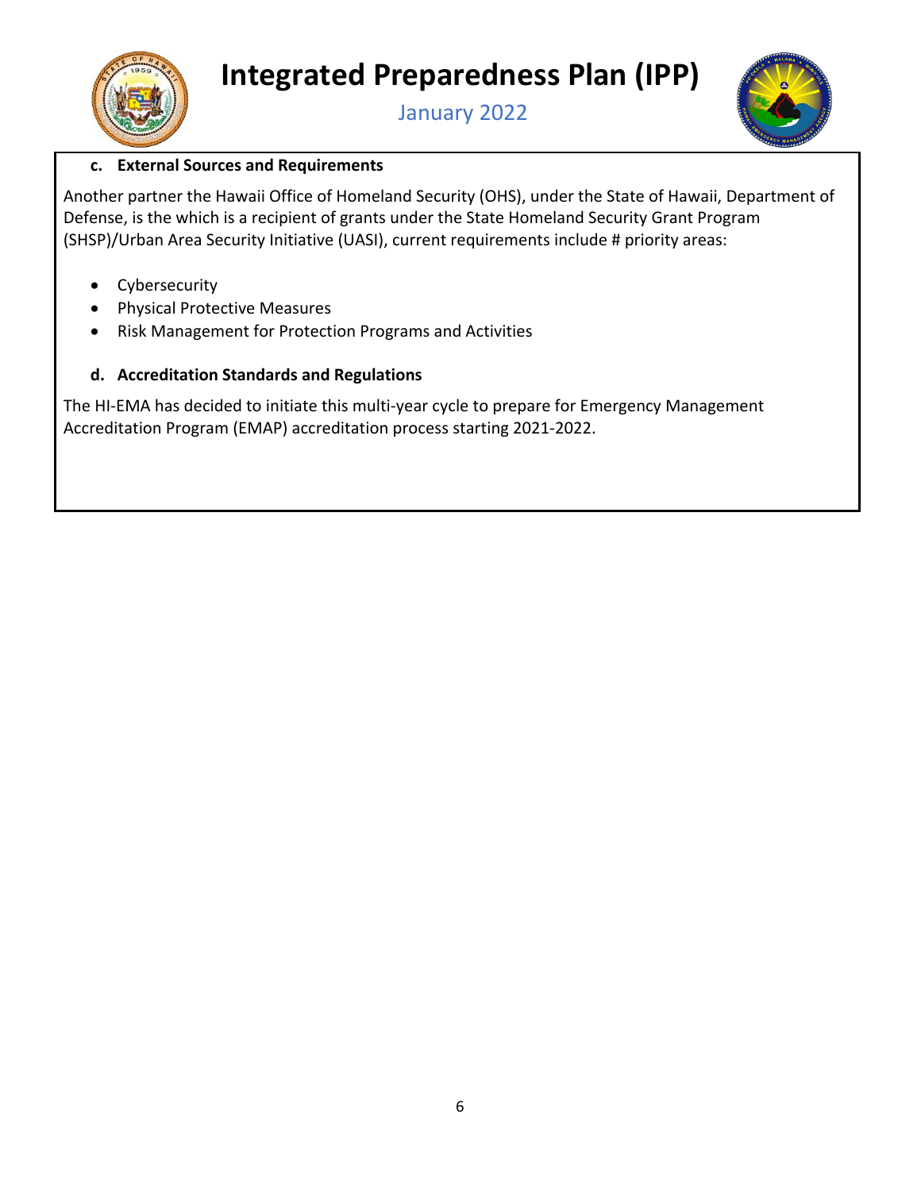**c. External Sources and Requirements**

Another partner the Hawaii Office of Homeland Security (OHS), under the State of Hawaii, Department of Defense, is the which is a recipient of grants under the State Homeland Security Grant Program (SHSP)/Urban Area Security Initiative (UASI), current requirements include # priority areas:

- Cybersecurity
- Physical Protective Measures
- Risk Management for Protection Programs and Activities

**d. Accreditation Standards and Regulations**

The HI-EMA has decided to initiate this multi-year cycle to prepare for Emergency Management Accreditation Program (EMAP) accreditation process starting 2021-2022.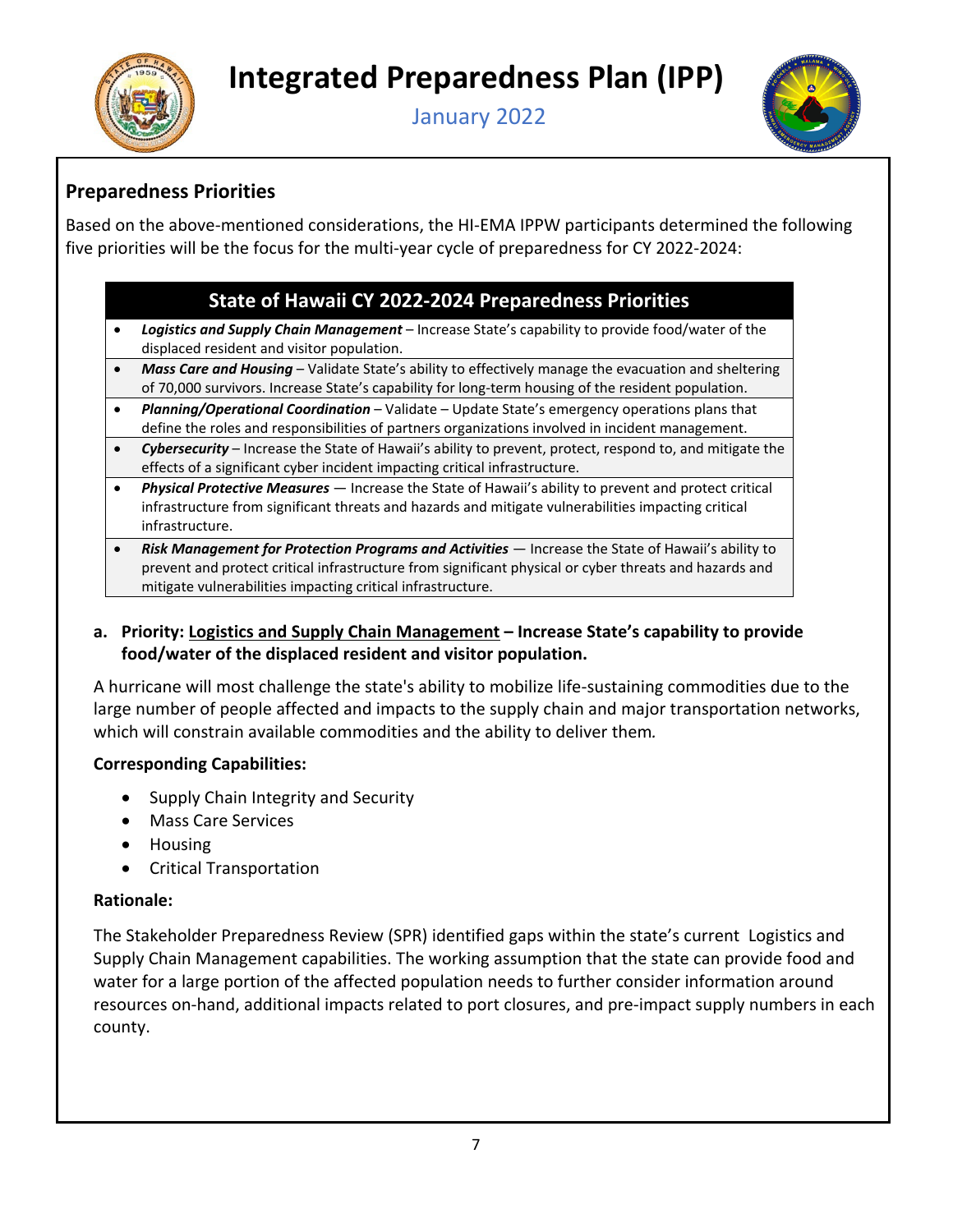## Preparedness Priorities

Based on the above-mentioned considerations, the HI-EMA IPPW participants determined the following five priorities will be the focus for the multi-year cycle of preparedness for CY 2022-2024:

| State of Hawaii CY 2022-2024 Preparedness Priorities |
|---|
| • ***Logistics and Supply Chain Management*** – Increase State's capability to provide food/water of the displaced resident and visitor population. |
| • ***Mass Care and Housing*** – Validate State's ability to effectively manage the evacuation and sheltering of 70,000 survivors. Increase State's capability for long-term housing of the resident population. |
| • ***Planning/Operational Coordination*** – Validate – Update State's emergency operations plans that define the roles and responsibilities of partners organizations involved in incident management. |
| • ***Cybersecurity*** – Increase the State of Hawaii's ability to prevent, protect, respond to, and mitigate the effects of a significant cyber incident impacting critical infrastructure. |
| • ***Physical Protective Measures*** — Increase the State of Hawaii's ability to prevent and protect critical infrastructure from significant threats and hazards and mitigate vulnerabilities impacting critical infrastructure. |
| • ***Risk Management for Protection Programs and Activities*** — Increase the State of Hawaii's ability to prevent and protect critical infrastructure from significant physical or cyber threats and hazards and mitigate vulnerabilities impacting critical infrastructure. |

**a. Priority: Logistics and Supply Chain Management – Increase State's capability to provide food/water of the displaced resident and visitor population.**

A hurricane will most challenge the state's ability to mobilize life-sustaining commodities due to the large number of people affected and impacts to the supply chain and major transportation networks, which will constrain available commodities and the ability to deliver them.

**Corresponding Capabilities:**

- Supply Chain Integrity and Security
- Mass Care Services
- Housing
- Critical Transportation

**Rationale:**

The Stakeholder Preparedness Review (SPR) identified gaps within the state's current Logistics and Supply Chain Management capabilities. The working assumption that the state can provide food and water for a large portion of the affected population needs to further consider information around resources on-hand, additional impacts related to port closures, and pre-impact supply numbers in each county.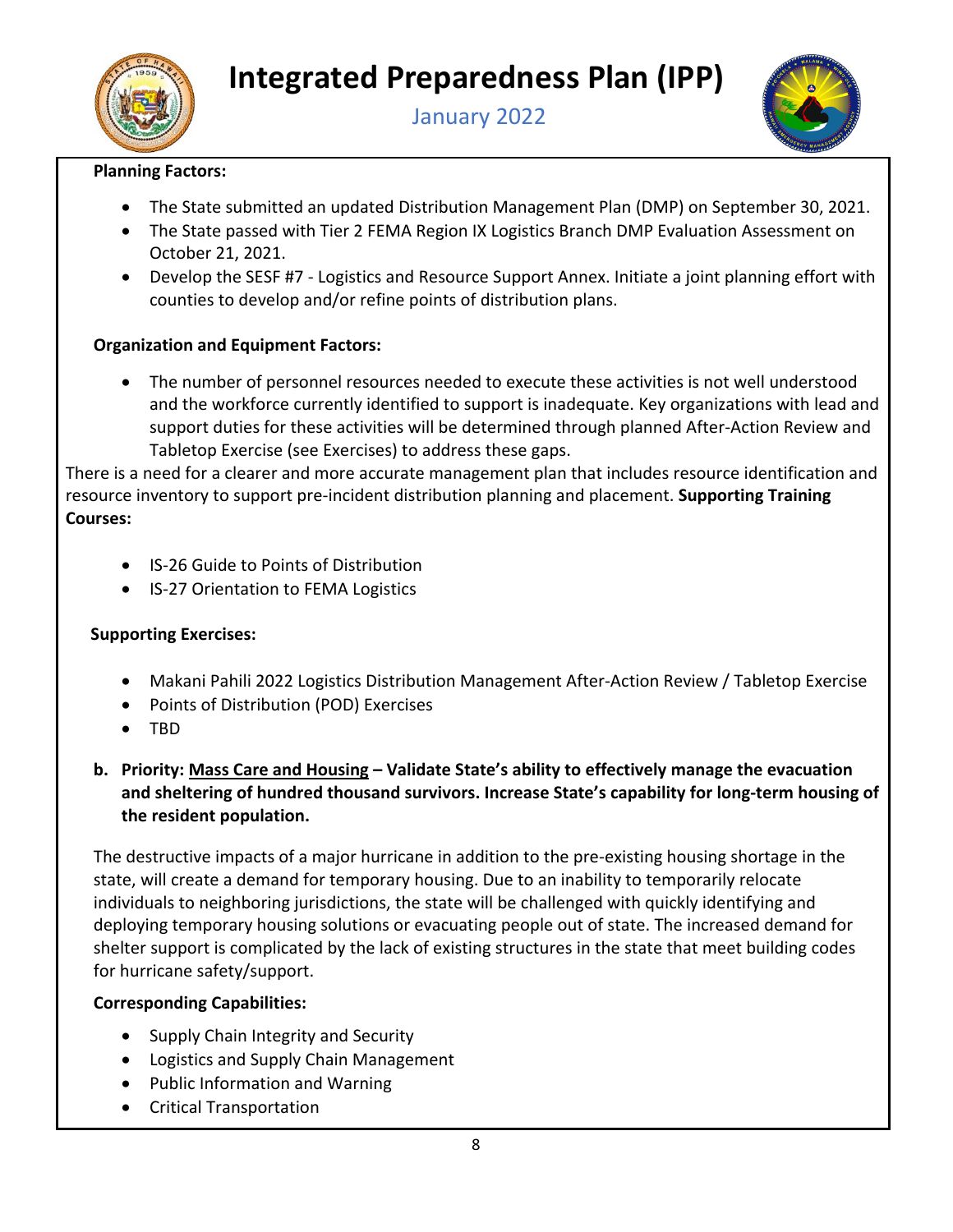**Planning Factors:**

- The State submitted an updated Distribution Management Plan (DMP) on September 30, 2021.
- The State passed with Tier 2 FEMA Region IX Logistics Branch DMP Evaluation Assessment on October 21, 2021.
- Develop the SESF #7 - Logistics and Resource Support Annex. Initiate a joint planning effort with counties to develop and/or refine points of distribution plans.

**Organization and Equipment Factors:**

- The number of personnel resources needed to execute these activities is not well understood and the workforce currently identified to support is inadequate. Key organizations with lead and support duties for these activities will be determined through planned After-Action Review and Tabletop Exercise (see Exercises) to address these gaps.

There is a need for a clearer and more accurate management plan that includes resource identification and resource inventory to support pre-incident distribution planning and placement. **Supporting Training Courses:**

- IS-26 Guide to Points of Distribution
- IS-27 Orientation to FEMA Logistics

**Supporting Exercises:**

- Makani Pahili 2022 Logistics Distribution Management After-Action Review / Tabletop Exercise
- Points of Distribution (POD) Exercises
- TBD

**b. Priority: Mass Care and Housing – Validate State's ability to effectively manage the evacuation and sheltering of hundred thousand survivors. Increase State's capability for long-term housing of the resident population.**

The destructive impacts of a major hurricane in addition to the pre-existing housing shortage in the state, will create a demand for temporary housing. Due to an inability to temporarily relocate individuals to neighboring jurisdictions, the state will be challenged with quickly identifying and deploying temporary housing solutions or evacuating people out of state. The increased demand for shelter support is complicated by the lack of existing structures in the state that meet building codes for hurricane safety/support.

**Corresponding Capabilities:**

- Supply Chain Integrity and Security
- Logistics and Supply Chain Management
- Public Information and Warning
- Critical Transportation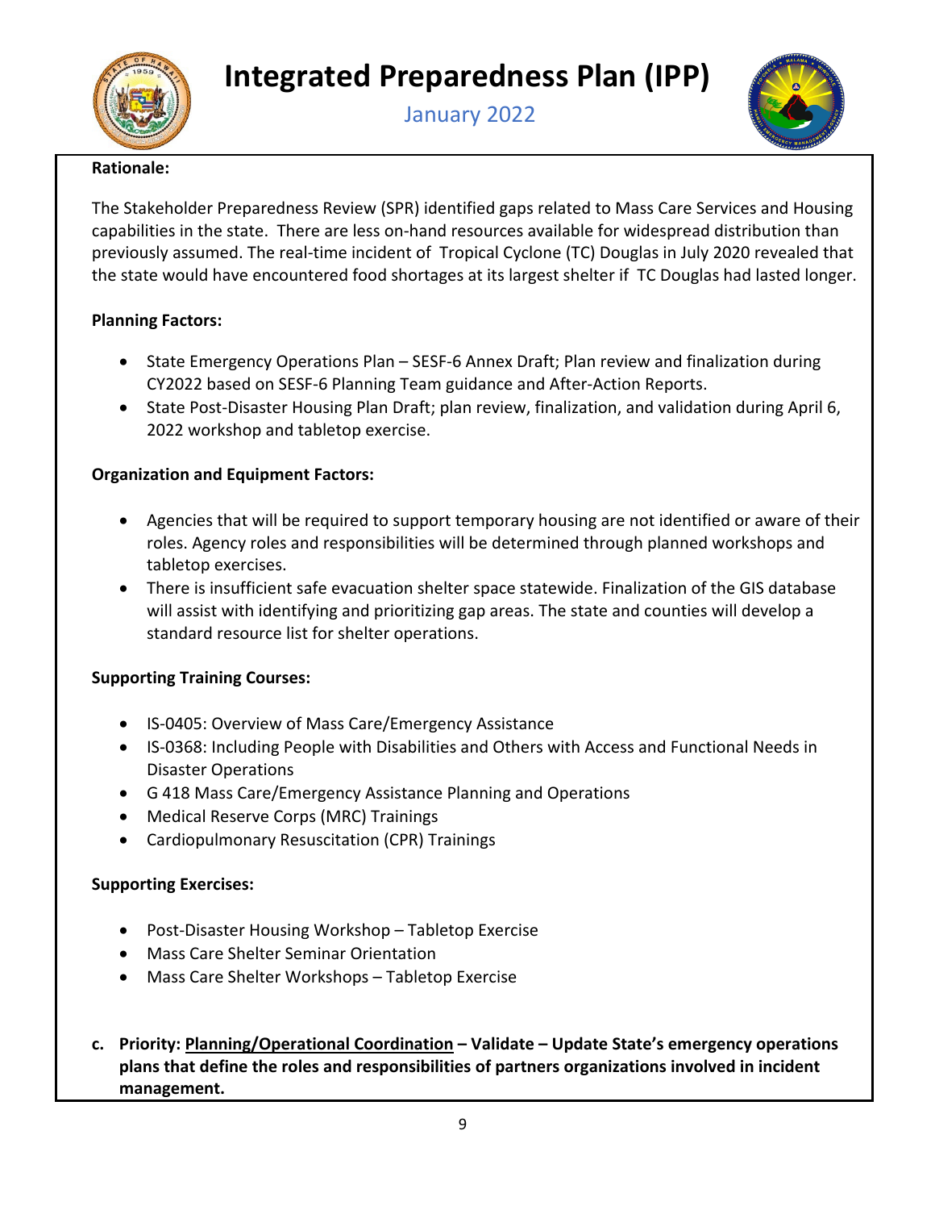**Rationale:**

The Stakeholder Preparedness Review (SPR) identified gaps related to Mass Care Services and Housing capabilities in the state. There are less on-hand resources available for widespread distribution than previously assumed. The real-time incident of Tropical Cyclone (TC) Douglas in July 2020 revealed that the state would have encountered food shortages at its largest shelter if TC Douglas had lasted longer.

**Planning Factors:**

- State Emergency Operations Plan – SESF-6 Annex Draft; Plan review and finalization during CY2022 based on SESF-6 Planning Team guidance and After-Action Reports.
- State Post-Disaster Housing Plan Draft; plan review, finalization, and validation during April 6, 2022 workshop and tabletop exercise.

**Organization and Equipment Factors:**

- Agencies that will be required to support temporary housing are not identified or aware of their roles. Agency roles and responsibilities will be determined through planned workshops and tabletop exercises.
- There is insufficient safe evacuation shelter space statewide. Finalization of the GIS database will assist with identifying and prioritizing gap areas. The state and counties will develop a standard resource list for shelter operations.

**Supporting Training Courses:**

- IS-0405: Overview of Mass Care/Emergency Assistance
- IS-0368: Including People with Disabilities and Others with Access and Functional Needs in Disaster Operations
- G 418 Mass Care/Emergency Assistance Planning and Operations
- Medical Reserve Corps (MRC) Trainings
- Cardiopulmonary Resuscitation (CPR) Trainings

**Supporting Exercises:**

- Post-Disaster Housing Workshop – Tabletop Exercise
- Mass Care Shelter Seminar Orientation
- Mass Care Shelter Workshops – Tabletop Exercise

**c. Priority: <u>Planning/Operational Coordination</u> – Validate – Update State's emergency operations plans that define the roles and responsibilities of partners organizations involved in incident management.**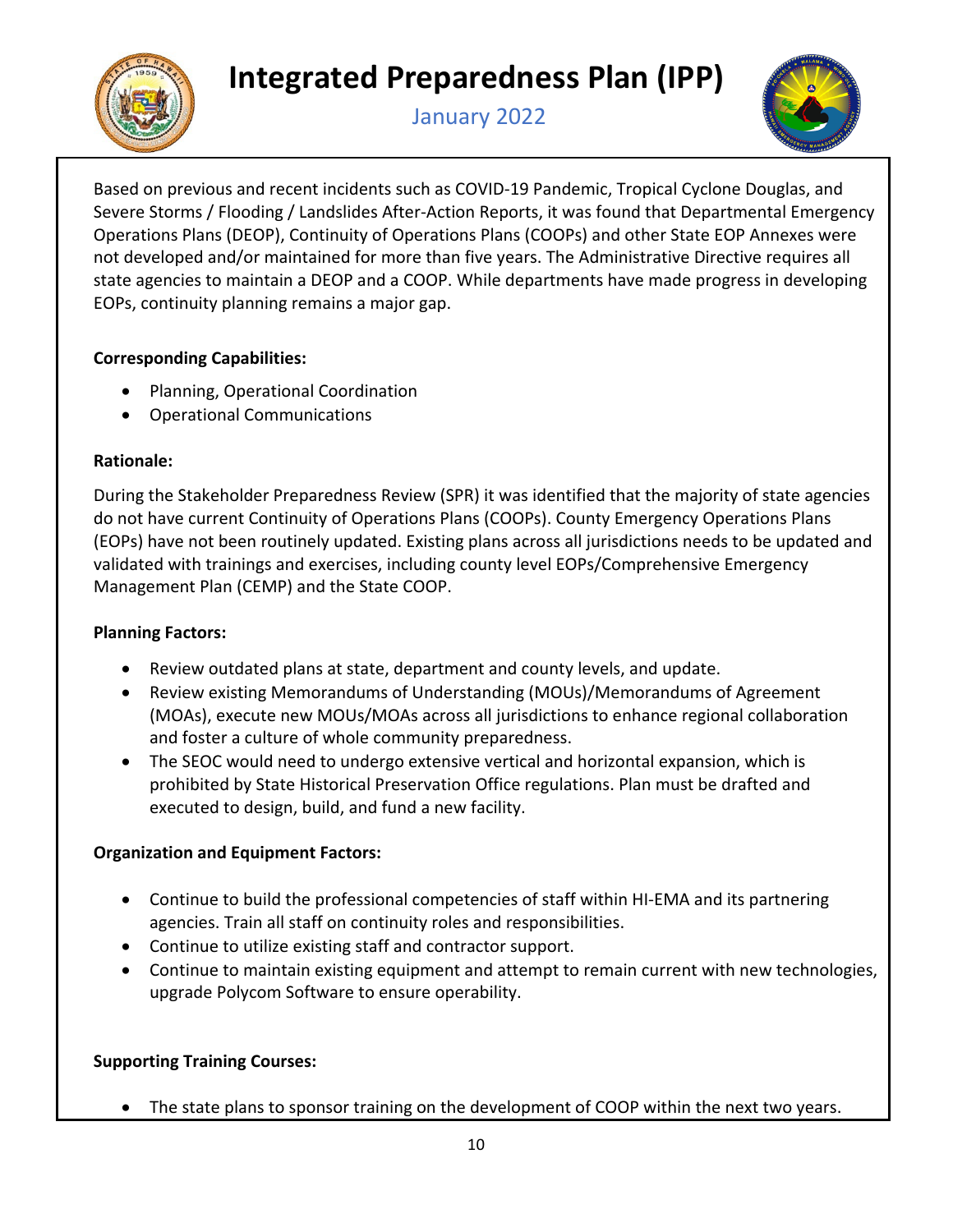Based on previous and recent incidents such as COVID-19 Pandemic, Tropical Cyclone Douglas, and Severe Storms / Flooding / Landslides After-Action Reports, it was found that Departmental Emergency Operations Plans (DEOP), Continuity of Operations Plans (COOPs) and other State EOP Annexes were not developed and/or maintained for more than five years. The Administrative Directive requires all state agencies to maintain a DEOP and a COOP. While departments have made progress in developing EOPs, continuity planning remains a major gap.

**Corresponding Capabilities:**

- Planning, Operational Coordination
- Operational Communications

**Rationale:**

During the Stakeholder Preparedness Review (SPR) it was identified that the majority of state agencies do not have current Continuity of Operations Plans (COOPs). County Emergency Operations Plans (EOPs) have not been routinely updated. Existing plans across all jurisdictions needs to be updated and validated with trainings and exercises, including county level EOPs/Comprehensive Emergency Management Plan (CEMP) and the State COOP.

**Planning Factors:**

- Review outdated plans at state, department and county levels, and update.
- Review existing Memorandums of Understanding (MOUs)/Memorandums of Agreement (MOAs), execute new MOUs/MOAs across all jurisdictions to enhance regional collaboration and foster a culture of whole community preparedness.
- The SEOC would need to undergo extensive vertical and horizontal expansion, which is prohibited by State Historical Preservation Office regulations. Plan must be drafted and executed to design, build, and fund a new facility.

**Organization and Equipment Factors:**

- Continue to build the professional competencies of staff within HI-EMA and its partnering agencies. Train all staff on continuity roles and responsibilities.
- Continue to utilize existing staff and contractor support.
- Continue to maintain existing equipment and attempt to remain current with new technologies, upgrade Polycom Software to ensure operability.

**Supporting Training Courses:**

- The state plans to sponsor training on the development of COOP within the next two years.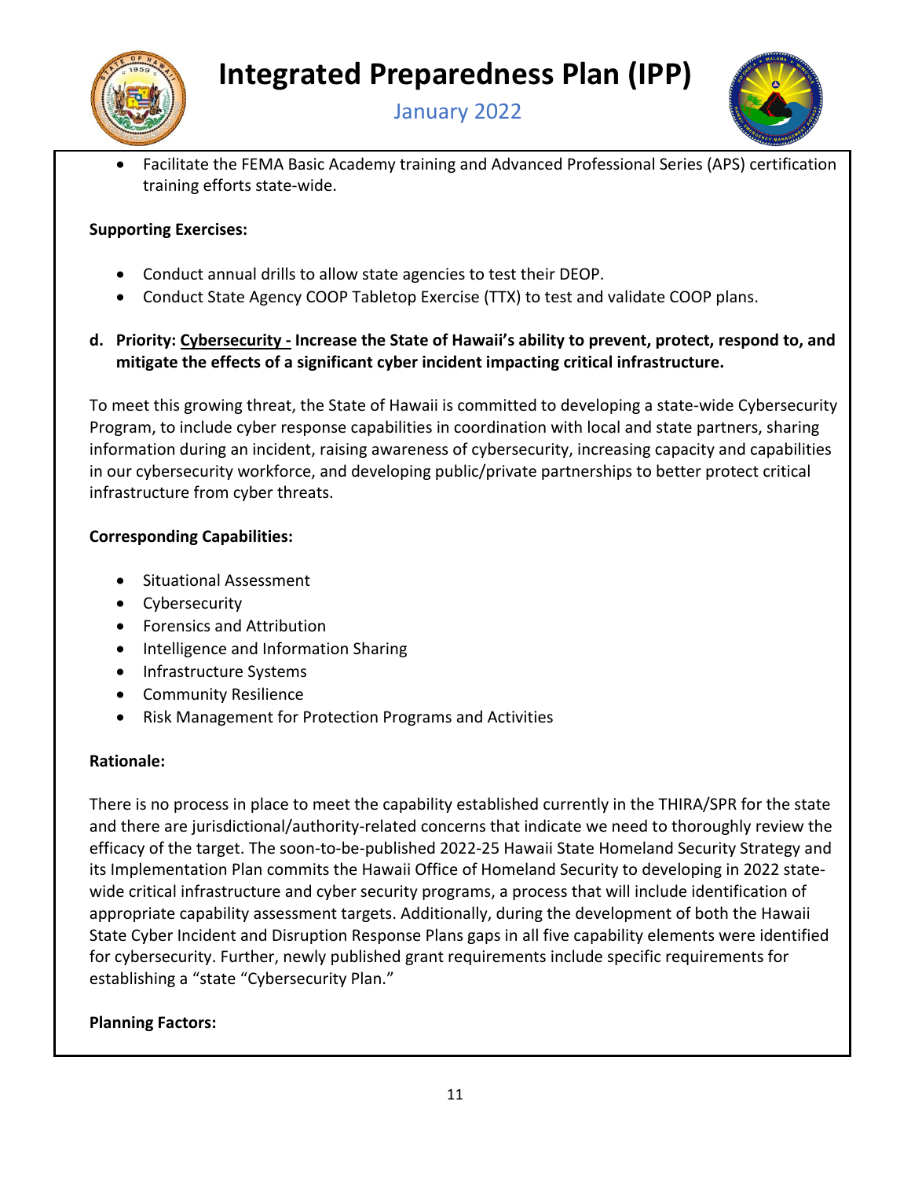- Facilitate the FEMA Basic Academy training and Advanced Professional Series (APS) certification training efforts state-wide.

**Supporting Exercises:**

- Conduct annual drills to allow state agencies to test their DEOP.
- Conduct State Agency COOP Tabletop Exercise (TTX) to test and validate COOP plans.

**d. Priority: <u>Cybersecurity -</u> Increase the State of Hawaii's ability to prevent, protect, respond to, and mitigate the effects of a significant cyber incident impacting critical infrastructure.**

To meet this growing threat, the State of Hawaii is committed to developing a state-wide Cybersecurity Program, to include cyber response capabilities in coordination with local and state partners, sharing information during an incident, raising awareness of cybersecurity, increasing capacity and capabilities in our cybersecurity workforce, and developing public/private partnerships to better protect critical infrastructure from cyber threats.

**Corresponding Capabilities:**

- Situational Assessment
- Cybersecurity
- Forensics and Attribution
- Intelligence and Information Sharing
- Infrastructure Systems
- Community Resilience
- Risk Management for Protection Programs and Activities

**Rationale:**

There is no process in place to meet the capability established currently in the THIRA/SPR for the state and there are jurisdictional/authority-related concerns that indicate we need to thoroughly review the efficacy of the target. The soon-to-be-published 2022-25 Hawaii State Homeland Security Strategy and its Implementation Plan commits the Hawaii Office of Homeland Security to developing in 2022 state-wide critical infrastructure and cyber security programs, a process that will include identification of appropriate capability assessment targets. Additionally, during the development of both the Hawaii State Cyber Incident and Disruption Response Plans gaps in all five capability elements were identified for cybersecurity. Further, newly published grant requirements include specific requirements for establishing a "state "Cybersecurity Plan."

**Planning Factors:**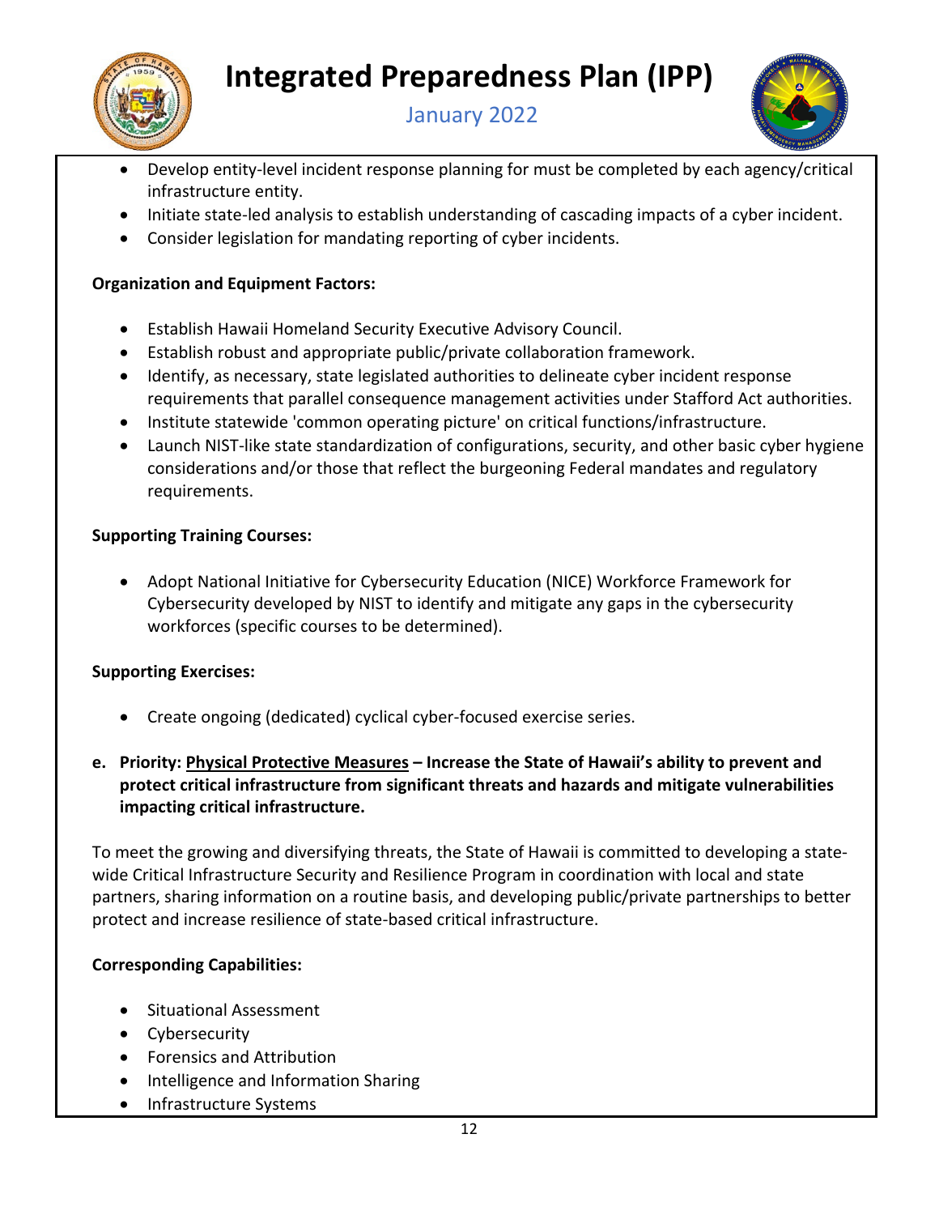- Develop entity-level incident response planning for must be completed by each agency/critical infrastructure entity.
- Initiate state-led analysis to establish understanding of cascading impacts of a cyber incident.
- Consider legislation for mandating reporting of cyber incidents.

**Organization and Equipment Factors:**

- Establish Hawaii Homeland Security Executive Advisory Council.
- Establish robust and appropriate public/private collaboration framework.
- Identify, as necessary, state legislated authorities to delineate cyber incident response requirements that parallel consequence management activities under Stafford Act authorities.
- Institute statewide 'common operating picture' on critical functions/infrastructure.
- Launch NIST-like state standardization of configurations, security, and other basic cyber hygiene considerations and/or those that reflect the burgeoning Federal mandates and regulatory requirements.

**Supporting Training Courses:**

- Adopt National Initiative for Cybersecurity Education (NICE) Workforce Framework for Cybersecurity developed by NIST to identify and mitigate any gaps in the cybersecurity workforces (specific courses to be determined).

**Supporting Exercises:**

- Create ongoing (dedicated) cyclical cyber-focused exercise series.

**e. Priority: <u>Physical Protective Measures</u> – Increase the State of Hawaii's ability to prevent and protect critical infrastructure from significant threats and hazards and mitigate vulnerabilities impacting critical infrastructure.**

To meet the growing and diversifying threats, the State of Hawaii is committed to developing a state-wide Critical Infrastructure Security and Resilience Program in coordination with local and state partners, sharing information on a routine basis, and developing public/private partnerships to better protect and increase resilience of state-based critical infrastructure.

**Corresponding Capabilities:**

- Situational Assessment
- Cybersecurity
- Forensics and Attribution
- Intelligence and Information Sharing
- Infrastructure Systems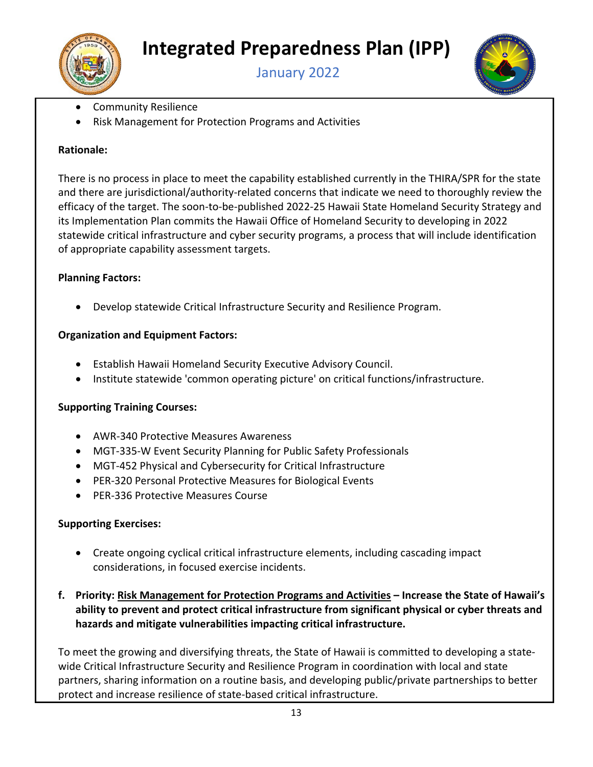- Community Resilience
- Risk Management for Protection Programs and Activities

**Rationale:**

There is no process in place to meet the capability established currently in the THIRA/SPR for the state and there are jurisdictional/authority-related concerns that indicate we need to thoroughly review the efficacy of the target. The soon-to-be-published 2022-25 Hawaii State Homeland Security Strategy and its Implementation Plan commits the Hawaii Office of Homeland Security to developing in 2022 statewide critical infrastructure and cyber security programs, a process that will include identification of appropriate capability assessment targets.

**Planning Factors:**

- Develop statewide Critical Infrastructure Security and Resilience Program.

**Organization and Equipment Factors:**

- Establish Hawaii Homeland Security Executive Advisory Council.
- Institute statewide 'common operating picture' on critical functions/infrastructure.

**Supporting Training Courses:**

- AWR-340 Protective Measures Awareness
- MGT-335-W Event Security Planning for Public Safety Professionals
- MGT-452 Physical and Cybersecurity for Critical Infrastructure
- PER-320 Personal Protective Measures for Biological Events
- PER-336 Protective Measures Course

**Supporting Exercises:**

- Create ongoing cyclical critical infrastructure elements, including cascading impact considerations, in focused exercise incidents.

**f. Priority: <u>Risk Management for Protection Programs and Activities</u> – Increase the State of Hawaii's ability to prevent and protect critical infrastructure from significant physical or cyber threats and hazards and mitigate vulnerabilities impacting critical infrastructure.**

To meet the growing and diversifying threats, the State of Hawaii is committed to developing a state-wide Critical Infrastructure Security and Resilience Program in coordination with local and state partners, sharing information on a routine basis, and developing public/private partnerships to better protect and increase resilience of state-based critical infrastructure.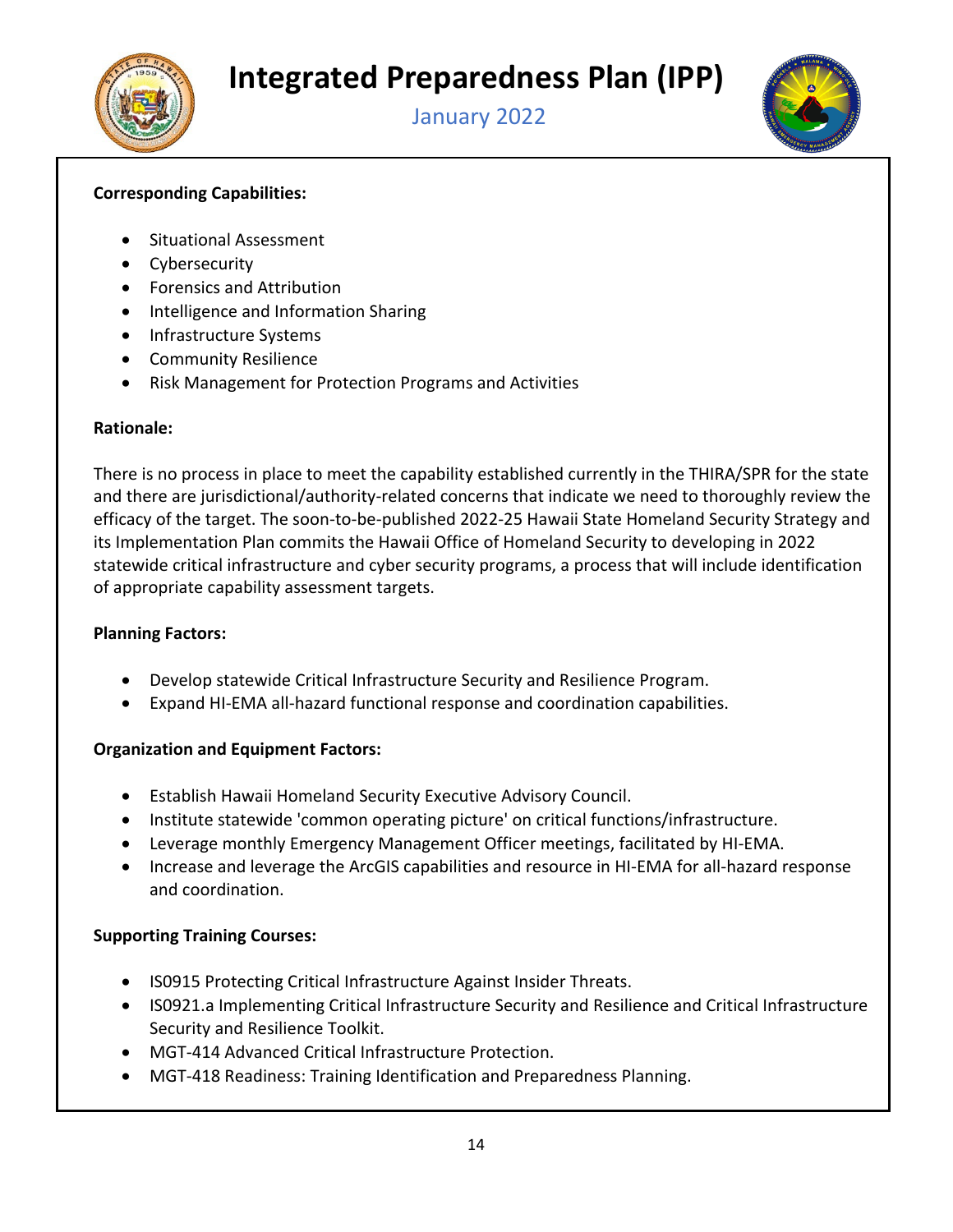**Corresponding Capabilities:**

- Situational Assessment
- Cybersecurity
- Forensics and Attribution
- Intelligence and Information Sharing
- Infrastructure Systems
- Community Resilience
- Risk Management for Protection Programs and Activities

**Rationale:**

There is no process in place to meet the capability established currently in the THIRA/SPR for the state and there are jurisdictional/authority-related concerns that indicate we need to thoroughly review the efficacy of the target. The soon-to-be-published 2022-25 Hawaii State Homeland Security Strategy and its Implementation Plan commits the Hawaii Office of Homeland Security to developing in 2022 statewide critical infrastructure and cyber security programs, a process that will include identification of appropriate capability assessment targets.

**Planning Factors:**

- Develop statewide Critical Infrastructure Security and Resilience Program.
- Expand HI-EMA all-hazard functional response and coordination capabilities.

**Organization and Equipment Factors:**

- Establish Hawaii Homeland Security Executive Advisory Council.
- Institute statewide 'common operating picture' on critical functions/infrastructure.
- Leverage monthly Emergency Management Officer meetings, facilitated by HI-EMA.
- Increase and leverage the ArcGIS capabilities and resource in HI-EMA for all-hazard response and coordination.

**Supporting Training Courses:**

- IS0915 Protecting Critical Infrastructure Against Insider Threats.
- IS0921.a Implementing Critical Infrastructure Security and Resilience and Critical Infrastructure Security and Resilience Toolkit.
- MGT-414 Advanced Critical Infrastructure Protection.
- MGT-418 Readiness: Training Identification and Preparedness Planning.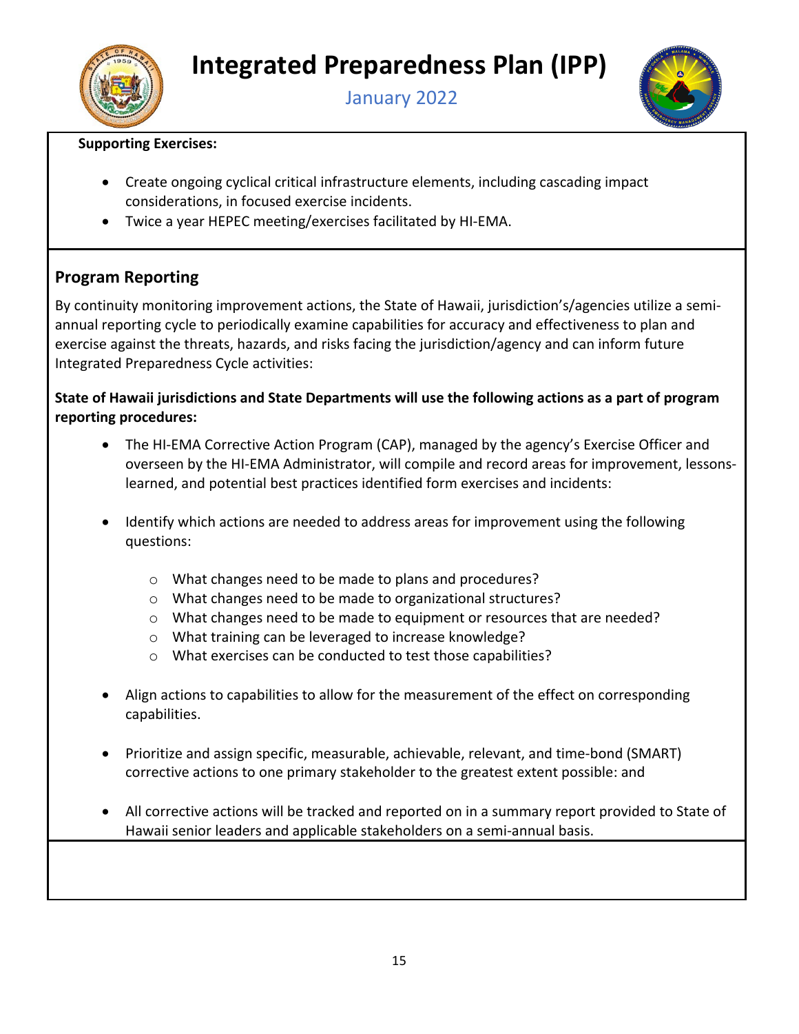**Supporting Exercises:**

- Create ongoing cyclical critical infrastructure elements, including cascading impact considerations, in focused exercise incidents.
- Twice a year HEPEC meeting/exercises facilitated by HI-EMA.

## Program Reporting

By continuity monitoring improvement actions, the State of Hawaii, jurisdiction's/agencies utilize a semi-annual reporting cycle to periodically examine capabilities for accuracy and effectiveness to plan and exercise against the threats, hazards, and risks facing the jurisdiction/agency and can inform future Integrated Preparedness Cycle activities:

**State of Hawaii jurisdictions and State Departments will use the following actions as a part of program reporting procedures:**

- The HI-EMA Corrective Action Program (CAP), managed by the agency's Exercise Officer and overseen by the HI-EMA Administrator, will compile and record areas for improvement, lessons-learned, and potential best practices identified form exercises and incidents:

- Identify which actions are needed to address areas for improvement using the following questions:

  - What changes need to be made to plans and procedures?
  - What changes need to be made to organizational structures?
  - What changes need to be made to equipment or resources that are needed?
  - What training can be leveraged to increase knowledge?
  - What exercises can be conducted to test those capabilities?

- Align actions to capabilities to allow for the measurement of the effect on corresponding capabilities.

- Prioritize and assign specific, measurable, achievable, relevant, and time-bond (SMART) corrective actions to one primary stakeholder to the greatest extent possible: and

- All corrective actions will be tracked and reported on in a summary report provided to State of Hawaii senior leaders and applicable stakeholders on a semi-annual basis.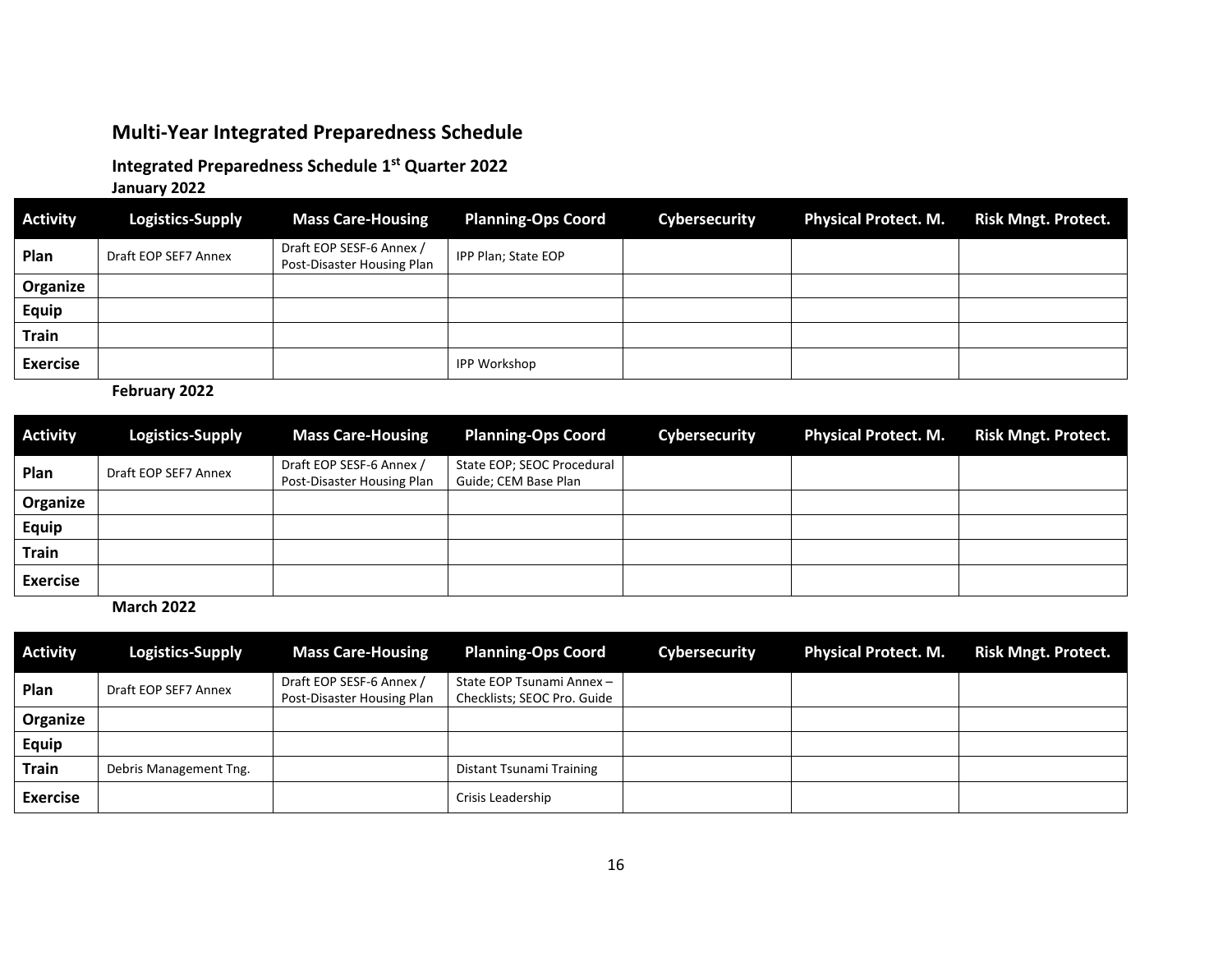## Multi-Year Integrated Preparedness Schedule

### Integrated Preparedness Schedule 1st Quarter 2022

**January 2022**

| Activity | Logistics-Supply | Mass Care-Housing | Planning-Ops Coord | Cybersecurity | Physical Protect. M. | Risk Mngt. Protect. |
|---|---|---|---|---|---|---|
| **Plan** | Draft EOP SEF7 Annex | Draft EOP SESF-6 Annex / Post-Disaster Housing Plan | IPP Plan; State EOP | | | |
| **Organize** | | | | | | |
| **Equip** | | | | | | |
| **Train** | | | | | | |
| **Exercise** | | | IPP Workshop | | | |

**February 2022**

| Activity | Logistics-Supply | Mass Care-Housing | Planning-Ops Coord | Cybersecurity | Physical Protect. M. | Risk Mngt. Protect. |
|---|---|---|---|---|---|---|
| **Plan** | Draft EOP SEF7 Annex | Draft EOP SESF-6 Annex / Post-Disaster Housing Plan | State EOP; SEOC Procedural Guide; CEM Base Plan | | | |
| **Organize** | | | | | | |
| **Equip** | | | | | | |
| **Train** | | | | | | |
| **Exercise** | | | | | | |

**March 2022**

| Activity | Logistics-Supply | Mass Care-Housing | Planning-Ops Coord | Cybersecurity | Physical Protect. M. | Risk Mngt. Protect. |
|---|---|---|---|---|---|---|
| **Plan** | Draft EOP SEF7 Annex | Draft EOP SESF-6 Annex / Post-Disaster Housing Plan | State EOP Tsunami Annex – Checklists; SEOC Pro. Guide | | | |
| **Organize** | | | | | | |
| **Equip** | | | | | | |
| **Train** | Debris Management Tng. | | Distant Tsunami Training | | | |
| **Exercise** | | | Crisis Leadership | | | |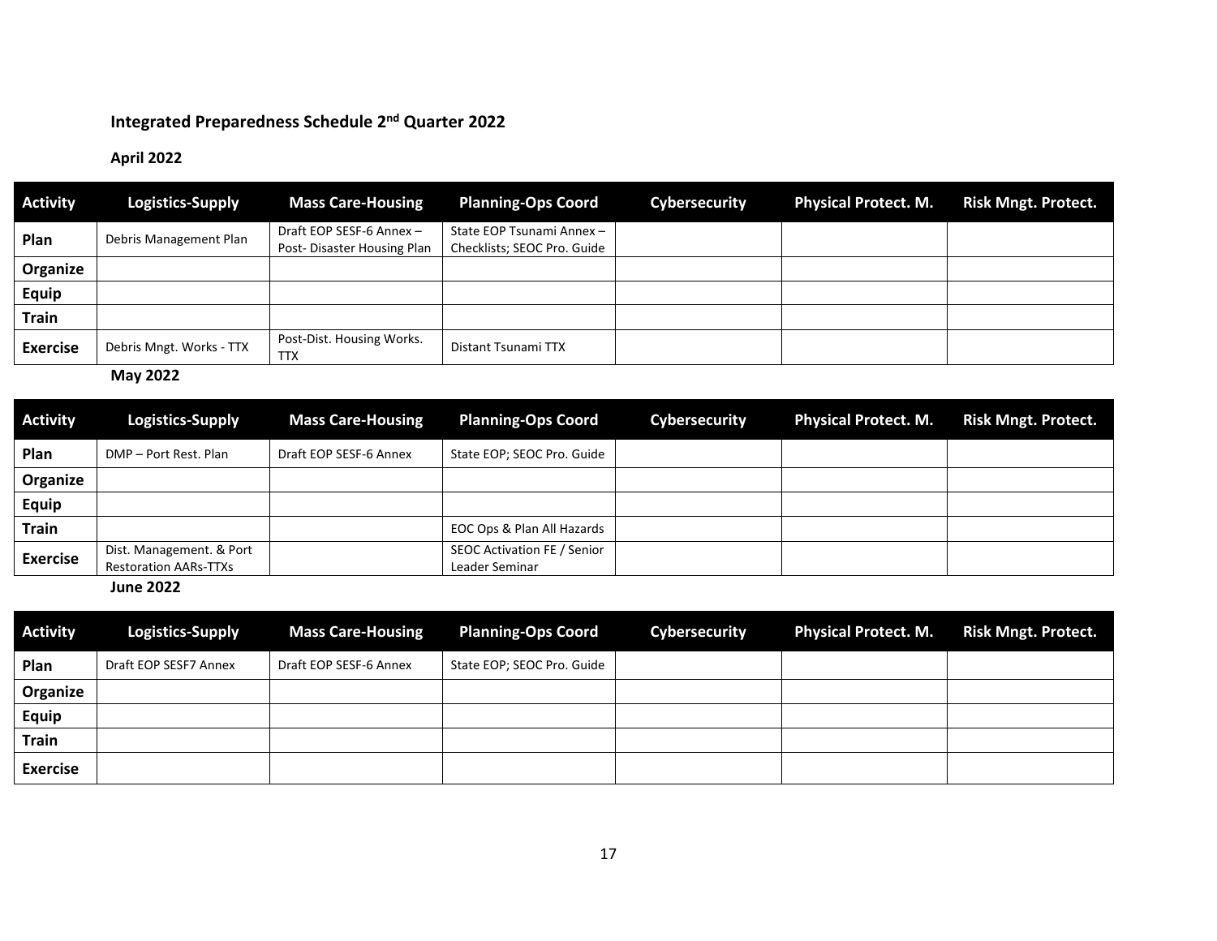## Integrated Preparedness Schedule 2nd Quarter 2022

### April 2022

| Activity | Logistics-Supply | Mass Care-Housing | Planning-Ops Coord | Cybersecurity | Physical Protect. M. | Risk Mngt. Protect. |
|---|---|---|---|---|---|---|
| **Plan** | Debris Management Plan | Draft EOP SESF-6 Annex – Post- Disaster Housing Plan | State EOP Tsunami Annex – Checklists; SEOC Pro. Guide | | | |
| **Organize** | | | | | | |
| **Equip** | | | | | | |
| **Train** | | | | | | |
| **Exercise** | Debris Mngt. Works - TTX | Post-Dist. Housing Works. TTX | Distant Tsunami TTX | | | |

### May 2022

| Activity | Logistics-Supply | Mass Care-Housing | Planning-Ops Coord | Cybersecurity | Physical Protect. M. | Risk Mngt. Protect. |
|---|---|---|---|---|---|---|
| **Plan** | DMP – Port Rest. Plan | Draft EOP SESF-6 Annex | State EOP; SEOC Pro. Guide | | | |
| **Organize** | | | | | | |
| **Equip** | | | | | | |
| **Train** | | | EOC Ops & Plan All Hazards | | | |
| **Exercise** | Dist. Management. & Port Restoration AARs-TTXs | | SEOC Activation FE / Senior Leader Seminar | | | |

### June 2022

| Activity | Logistics-Supply | Mass Care-Housing | Planning-Ops Coord | Cybersecurity | Physical Protect. M. | Risk Mngt. Protect. |
|---|---|---|---|---|---|---|
| **Plan** | Draft EOP SESF7 Annex | Draft EOP SESF-6 Annex | State EOP; SEOC Pro. Guide | | | |
| **Organize** | | | | | | |
| **Equip** | | | | | | |
| **Train** | | | | | | |
| **Exercise** | | | | | | |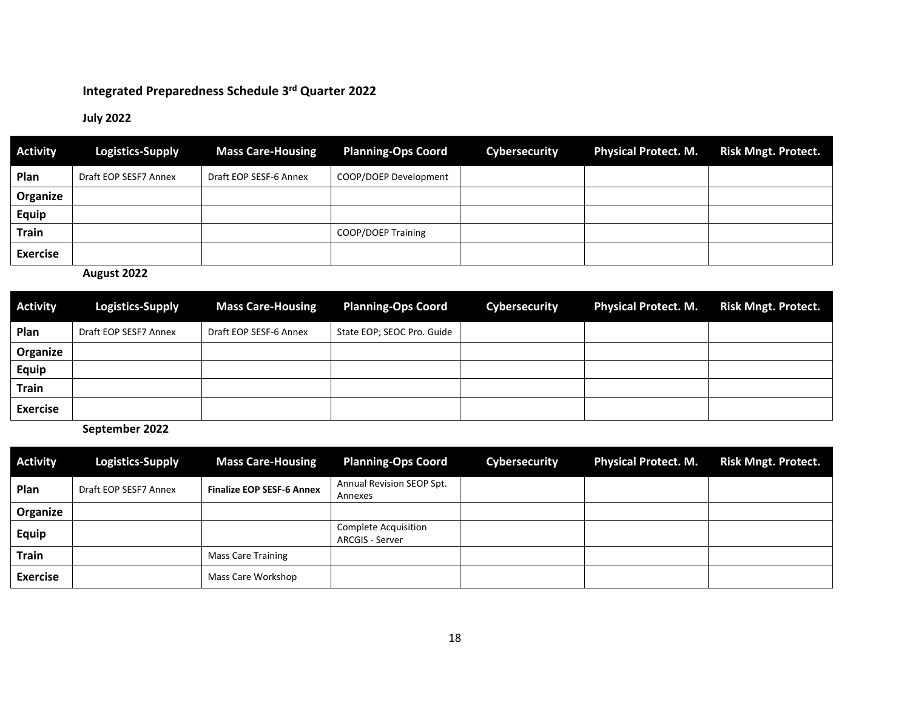## Integrated Preparedness Schedule 3rd Quarter 2022

**July 2022**

| Activity | Logistics-Supply | Mass Care-Housing | Planning-Ops Coord | Cybersecurity | Physical Protect. M. | Risk Mngt. Protect. |
|---|---|---|---|---|---|---|
| **Plan** | Draft EOP SESF7 Annex | Draft EOP SESF-6 Annex | COOP/DOEP Development | | | |
| **Organize** | | | | | | |
| **Equip** | | | | | | |
| **Train** | | | COOP/DOEP Training | | | |
| **Exercise** | | | | | | |

**August 2022**

| Activity | Logistics-Supply | Mass Care-Housing | Planning-Ops Coord | Cybersecurity | Physical Protect. M. | Risk Mngt. Protect. |
|---|---|---|---|---|---|---|
| **Plan** | Draft EOP SESF7 Annex | Draft EOP SESF-6 Annex | State EOP; SEOC Pro. Guide | | | |
| **Organize** | | | | | | |
| **Equip** | | | | | | |
| **Train** | | | | | | |
| **Exercise** | | | | | | |

**September 2022**

| Activity | Logistics-Supply | Mass Care-Housing | Planning-Ops Coord | Cybersecurity | Physical Protect. M. | Risk Mngt. Protect. |
|---|---|---|---|---|---|---|
| **Plan** | Draft EOP SESF7 Annex | **Finalize EOP SESF-6 Annex** | Annual Revision SEOP Spt. Annexes | | | |
| **Organize** | | | | | | |
| **Equip** | | | Complete Acquisition ARCGIS - Server | | | |
| **Train** | | Mass Care Training | | | | |
| **Exercise** | | Mass Care Workshop | | | | |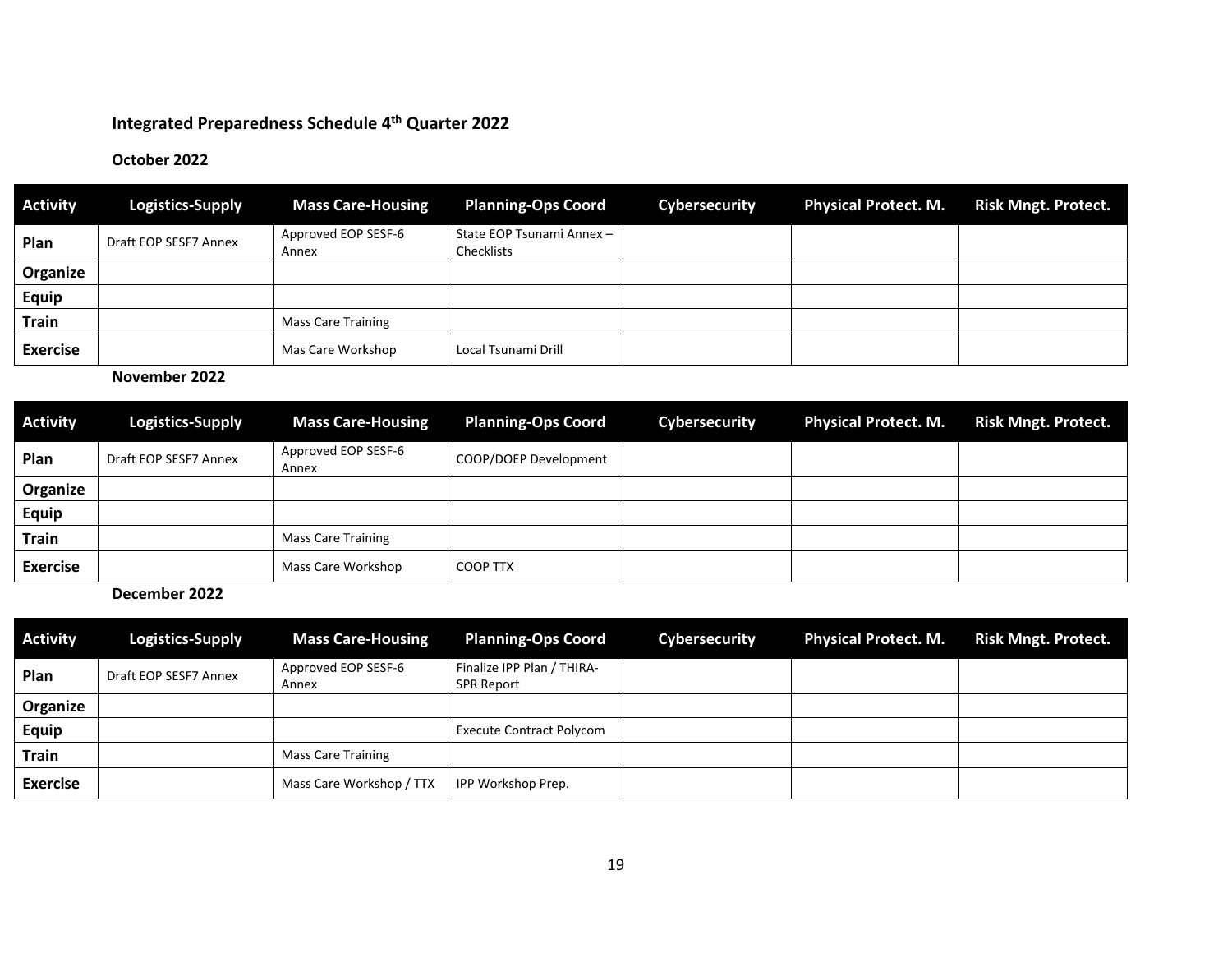## Integrated Preparedness Schedule 4th Quarter 2022

### October 2022

| Activity | Logistics-Supply | Mass Care-Housing | Planning-Ops Coord | Cybersecurity | Physical Protect. M. | Risk Mngt. Protect. |
|---|---|---|---|---|---|---|
| **Plan** | Draft EOP SESF7 Annex | Approved EOP SESF-6 Annex | State EOP Tsunami Annex – Checklists | | | |
| **Organize** | | | | | | |
| **Equip** | | | | | | |
| **Train** | | Mass Care Training | | | | |
| **Exercise** | | Mas Care Workshop | Local Tsunami Drill | | | |

### November 2022

| Activity | Logistics-Supply | Mass Care-Housing | Planning-Ops Coord | Cybersecurity | Physical Protect. M. | Risk Mngt. Protect. |
|---|---|---|---|---|---|---|
| **Plan** | Draft EOP SESF7 Annex | Approved EOP SESF-6 Annex | COOP/DOEP Development | | | |
| **Organize** | | | | | | |
| **Equip** | | | | | | |
| **Train** | | Mass Care Training | | | | |
| **Exercise** | | Mass Care Workshop | COOP TTX | | | |

### December 2022

| Activity | Logistics-Supply | Mass Care-Housing | Planning-Ops Coord | Cybersecurity | Physical Protect. M. | Risk Mngt. Protect. |
|---|---|---|---|---|---|---|
| **Plan** | Draft EOP SESF7 Annex | Approved EOP SESF-6 Annex | Finalize IPP Plan / THIRA-SPR Report | | | |
| **Organize** | | | | | | |
| **Equip** | | | Execute Contract Polycom | | | |
| **Train** | | Mass Care Training | | | | |
| **Exercise** | | Mass Care Workshop / TTX | IPP Workshop Prep. | | | |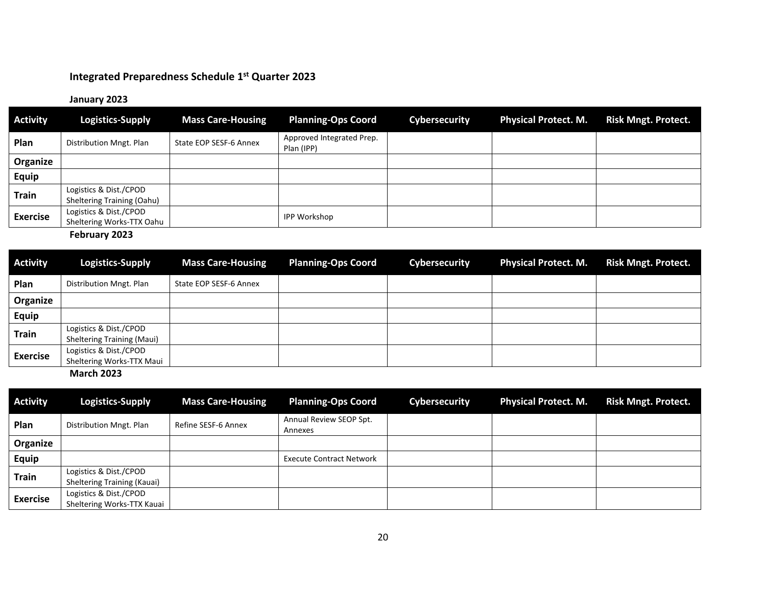### Integrated Preparedness Schedule 1st Quarter 2023

**January 2023**

| Activity | Logistics-Supply | Mass Care-Housing | Planning-Ops Coord | Cybersecurity | Physical Protect. M. | Risk Mngt. Protect. |
|---|---|---|---|---|---|---|
| **Plan** | Distribution Mngt. Plan | State EOP SESF-6 Annex | Approved Integrated Prep. Plan (IPP) | | | |
| **Organize** | | | | | | |
| **Equip** | | | | | | |
| **Train** | Logistics & Dist./CPOD Sheltering Training (Oahu) | | | | | |
| **Exercise** | Logistics & Dist./CPOD Sheltering Works-TTX Oahu | | IPP Workshop | | | |

**February 2023**

| Activity | Logistics-Supply | Mass Care-Housing | Planning-Ops Coord | Cybersecurity | Physical Protect. M. | Risk Mngt. Protect. |
|---|---|---|---|---|---|---|
| **Plan** | Distribution Mngt. Plan | State EOP SESF-6 Annex | | | | |
| **Organize** | | | | | | |
| **Equip** | | | | | | |
| **Train** | Logistics & Dist./CPOD Sheltering Training (Maui) | | | | | |
| **Exercise** | Logistics & Dist./CPOD Sheltering Works-TTX Maui | | | | | |

**March 2023**

| Activity | Logistics-Supply | Mass Care-Housing | Planning-Ops Coord | Cybersecurity | Physical Protect. M. | Risk Mngt. Protect. |
|---|---|---|---|---|---|---|
| **Plan** | Distribution Mngt. Plan | Refine SESF-6 Annex | Annual Review SEOP Spt. Annexes | | | |
| **Organize** | | | | | | |
| **Equip** | | | Execute Contract Network | | | |
| **Train** | Logistics & Dist./CPOD Sheltering Training (Kauai) | | | | | |
| **Exercise** | Logistics & Dist./CPOD Sheltering Works-TTX Kauai | | | | | |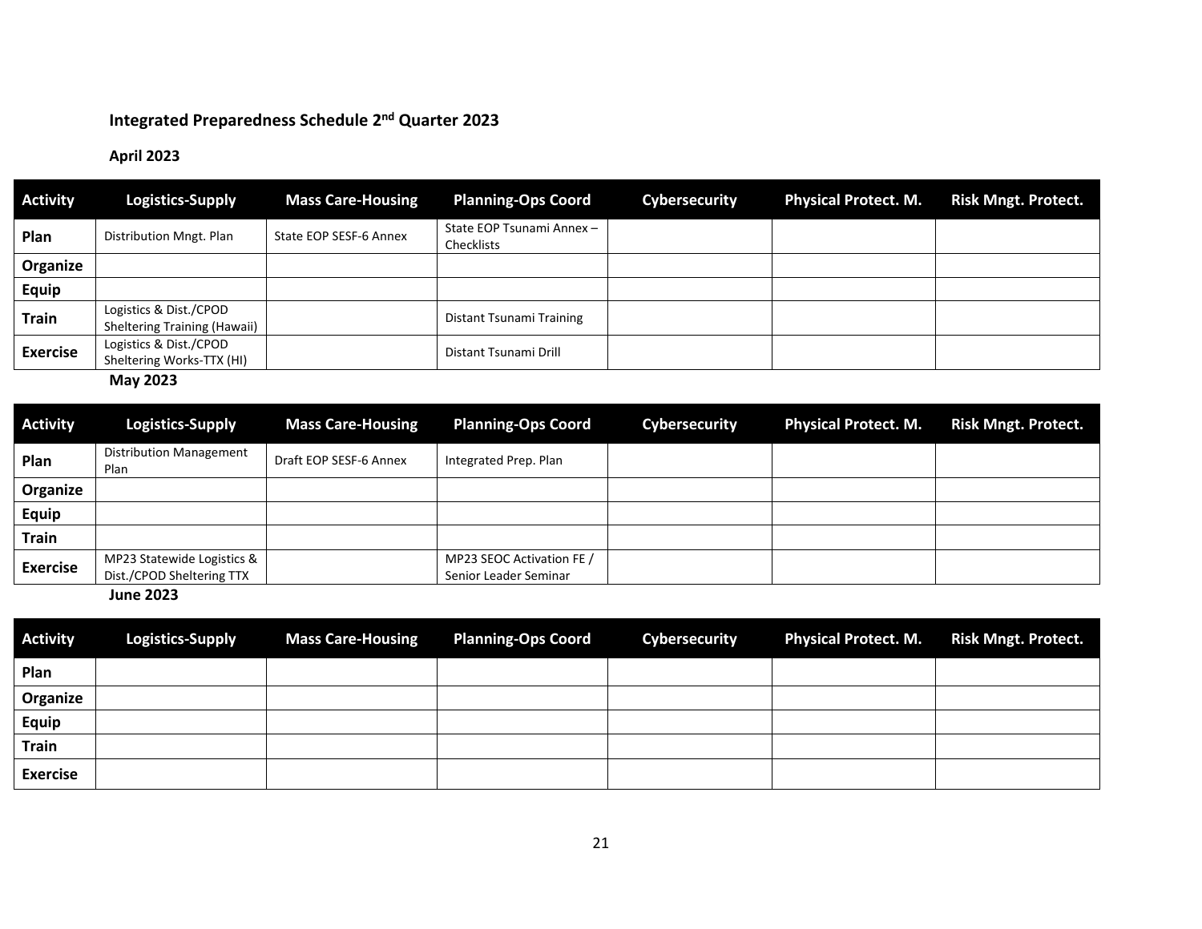## Integrated Preparedness Schedule 2nd Quarter 2023

### April 2023

| Activity | Logistics-Supply | Mass Care-Housing | Planning-Ops Coord | Cybersecurity | Physical Protect. M. | Risk Mngt. Protect. |
|---|---|---|---|---|---|---|
| **Plan** | Distribution Mngt. Plan | State EOP SESF-6 Annex | State EOP Tsunami Annex – Checklists | | | |
| **Organize** | | | | | | |
| **Equip** | | | | | | |
| **Train** | Logistics & Dist./CPOD Sheltering Training (Hawaii) | | Distant Tsunami Training | | | |
| **Exercise** | Logistics & Dist./CPOD Sheltering Works-TTX (HI) | | Distant Tsunami Drill | | | |

### May 2023

| Activity | Logistics-Supply | Mass Care-Housing | Planning-Ops Coord | Cybersecurity | Physical Protect. M. | Risk Mngt. Protect. |
|---|---|---|---|---|---|---|
| **Plan** | Distribution Management Plan | Draft EOP SESF-6 Annex | Integrated Prep. Plan | | | |
| **Organize** | | | | | | |
| **Equip** | | | | | | |
| **Train** | | | | | | |
| **Exercise** | MP23 Statewide Logistics & Dist./CPOD Sheltering TTX | | MP23 SEOC Activation FE / Senior Leader Seminar | | | |

### June 2023

| Activity | Logistics-Supply | Mass Care-Housing | Planning-Ops Coord | Cybersecurity | Physical Protect. M. | Risk Mngt. Protect. |
|---|---|---|---|---|---|---|
| **Plan** | | | | | | |
| **Organize** | | | | | | |
| **Equip** | | | | | | |
| **Train** | | | | | | |
| **Exercise** | | | | | | |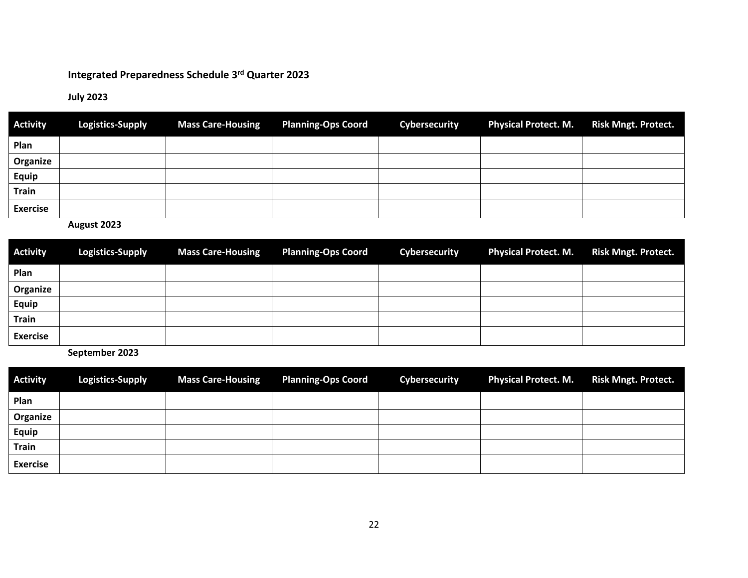## Integrated Preparedness Schedule 3rd Quarter 2023

**July 2023**

| Activity | Logistics-Supply | Mass Care-Housing | Planning-Ops Coord | Cybersecurity | Physical Protect. M. | Risk Mngt. Protect. |
|---|---|---|---|---|---|---|
| **Plan** | | | | | | |
| **Organize** | | | | | | |
| **Equip** | | | | | | |
| **Train** | | | | | | |
| **Exercise** | | | | | | |

**August 2023**

| Activity | Logistics-Supply | Mass Care-Housing | Planning-Ops Coord | Cybersecurity | Physical Protect. M. | Risk Mngt. Protect. |
|---|---|---|---|---|---|---|
| **Plan** | | | | | | |
| **Organize** | | | | | | |
| **Equip** | | | | | | |
| **Train** | | | | | | |
| **Exercise** | | | | | | |

**September 2023**

| Activity | Logistics-Supply | Mass Care-Housing | Planning-Ops Coord | Cybersecurity | Physical Protect. M. | Risk Mngt. Protect. |
|---|---|---|---|---|---|---|
| **Plan** | | | | | | |
| **Organize** | | | | | | |
| **Equip** | | | | | | |
| **Train** | | | | | | |
| **Exercise** | | | | | | |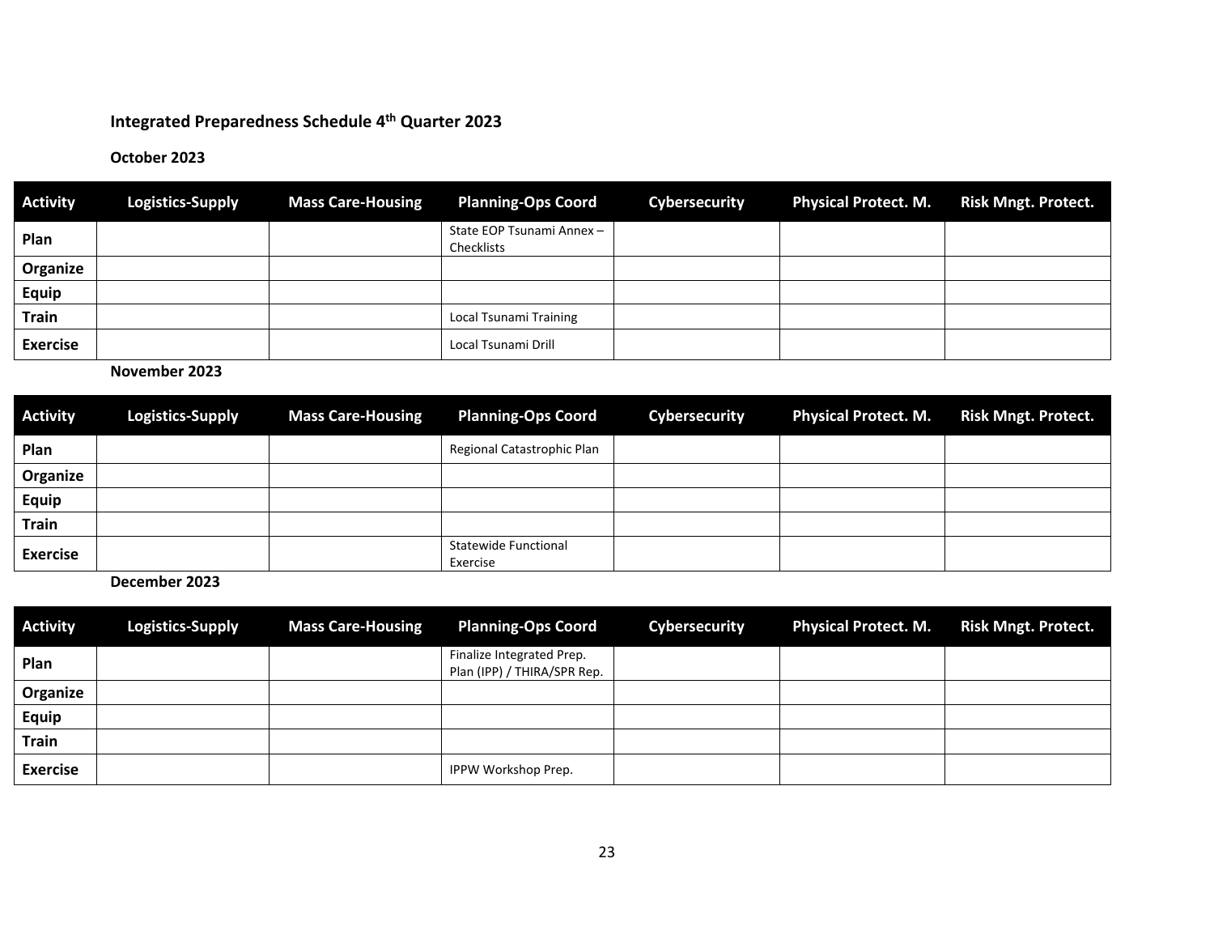### Integrated Preparedness Schedule 4th Quarter 2023

**October 2023**

| Activity | Logistics-Supply | Mass Care-Housing | Planning-Ops Coord | Cybersecurity | Physical Protect. M. | Risk Mngt. Protect. |
|---|---|---|---|---|---|---|
| **Plan** | | | State EOP Tsunami Annex – Checklists | | | |
| **Organize** | | | | | | |
| **Equip** | | | | | | |
| **Train** | | | Local Tsunami Training | | | |
| **Exercise** | | | Local Tsunami Drill | | | |

**November 2023**

| Activity | Logistics-Supply | Mass Care-Housing | Planning-Ops Coord | Cybersecurity | Physical Protect. M. | Risk Mngt. Protect. |
|---|---|---|---|---|---|---|
| **Plan** | | | Regional Catastrophic Plan | | | |
| **Organize** | | | | | | |
| **Equip** | | | | | | |
| **Train** | | | | | | |
| **Exercise** | | | Statewide Functional Exercise | | | |

**December 2023**

| Activity | Logistics-Supply | Mass Care-Housing | Planning-Ops Coord | Cybersecurity | Physical Protect. M. | Risk Mngt. Protect. |
|---|---|---|---|---|---|---|
| **Plan** | | | Finalize Integrated Prep. Plan (IPP) / THIRA/SPR Rep. | | | |
| **Organize** | | | | | | |
| **Equip** | | | | | | |
| **Train** | | | | | | |
| **Exercise** | | | IPPW Workshop Prep. | | | |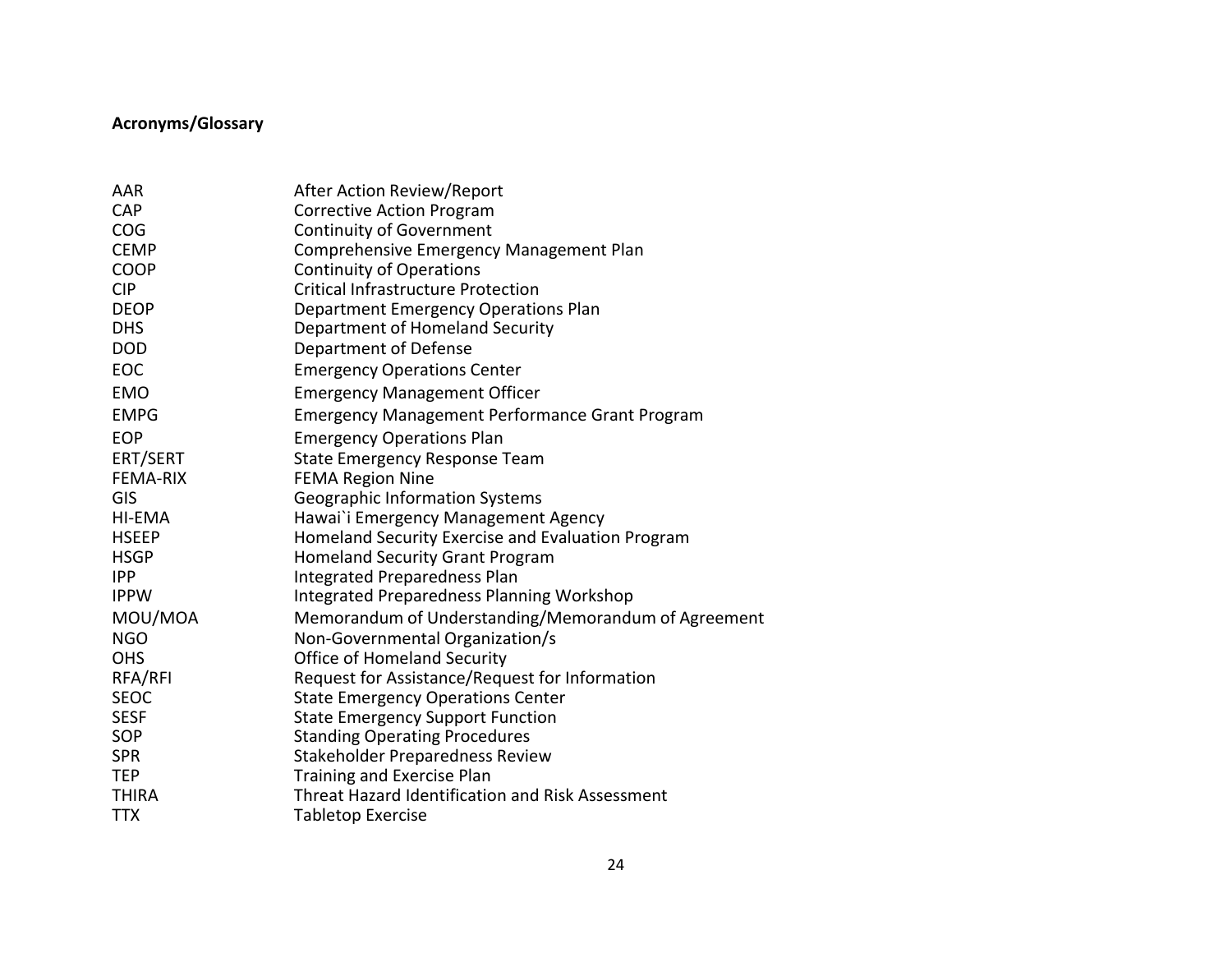**Acronyms/Glossary**

| | |
|---|---|
| AAR | After Action Review/Report |
| CAP | Corrective Action Program |
| COG | Continuity of Government |
| CEMP | Comprehensive Emergency Management Plan |
| COOP | Continuity of Operations |
| CIP | Critical Infrastructure Protection |
| DEOP | Department Emergency Operations Plan |
| DHS | Department of Homeland Security |
| DOD | Department of Defense |
| EOC | Emergency Operations Center |
| EMO | Emergency Management Officer |
| EMPG | Emergency Management Performance Grant Program |
| EOP | Emergency Operations Plan |
| ERT/SERT | State Emergency Response Team |
| FEMA-RIX | FEMA Region Nine |
| GIS | Geographic Information Systems |
| HI-EMA | Hawai`i Emergency Management Agency |
| HSEEP | Homeland Security Exercise and Evaluation Program |
| HSGP | Homeland Security Grant Program |
| IPP | Integrated Preparedness Plan |
| IPPW | Integrated Preparedness Planning Workshop |
| MOU/MOA | Memorandum of Understanding/Memorandum of Agreement |
| NGO | Non-Governmental Organization/s |
| OHS | Office of Homeland Security |
| RFA/RFI | Request for Assistance/Request for Information |
| SEOC | State Emergency Operations Center |
| SESF | State Emergency Support Function |
| SOP | Standing Operating Procedures |
| SPR | Stakeholder Preparedness Review |
| TEP | Training and Exercise Plan |
| THIRA | Threat Hazard Identification and Risk Assessment |
| TTX | Tabletop Exercise |